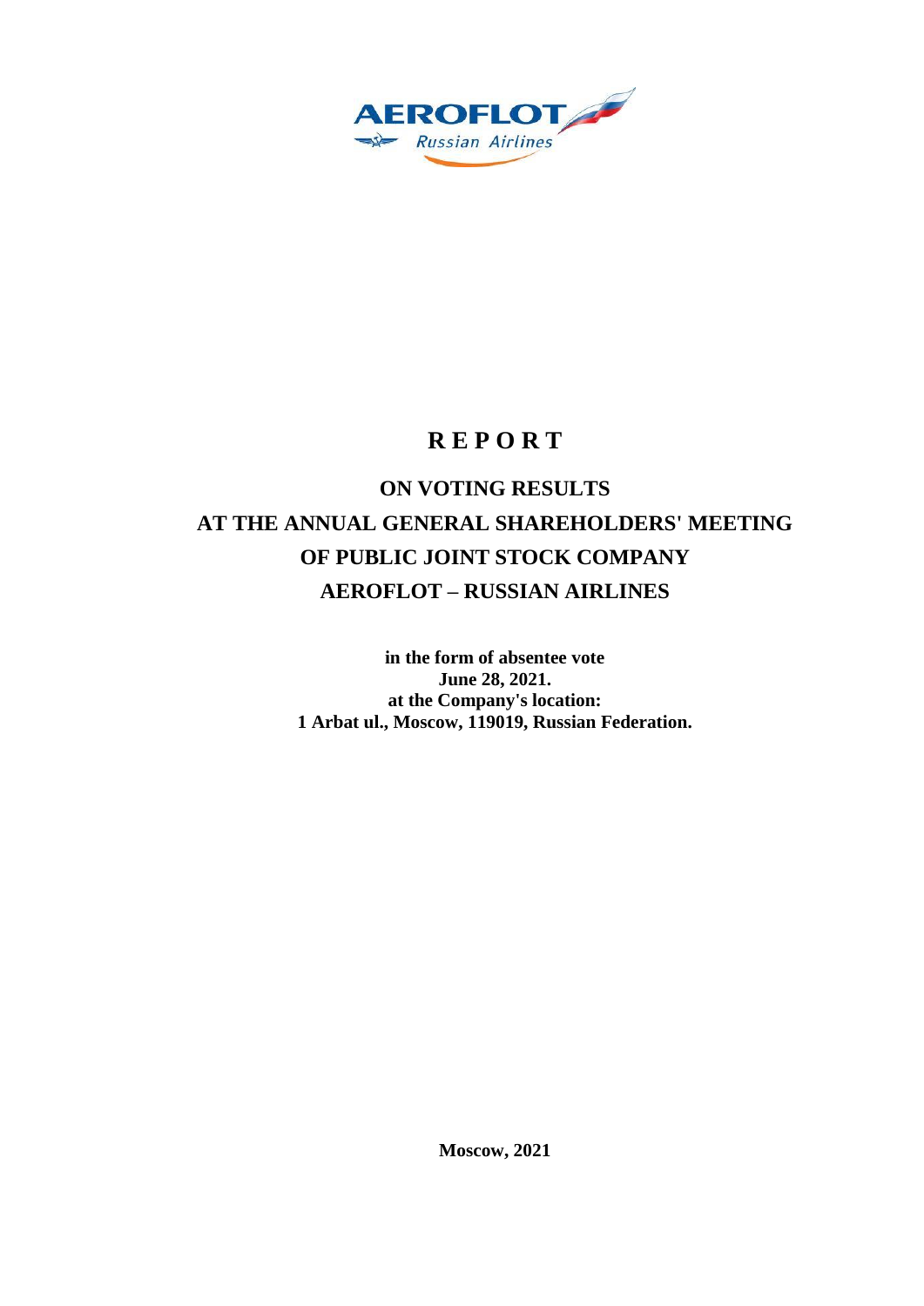# R E P O R T

## ON VOTING RESULTS AT THE ANNUAL GENERAL SHAREHOLDERS' MEETING OF PUBLIC JOINT STOCK COMPANY AEROFLOT – RUSSIAN AIRLINES

**in the form of absentee vote**
**June 28, 2021.**
**at the Company's location:**
**1 Arbat ul., Moscow, 119019, Russian Federation.**

**Moscow, 2021**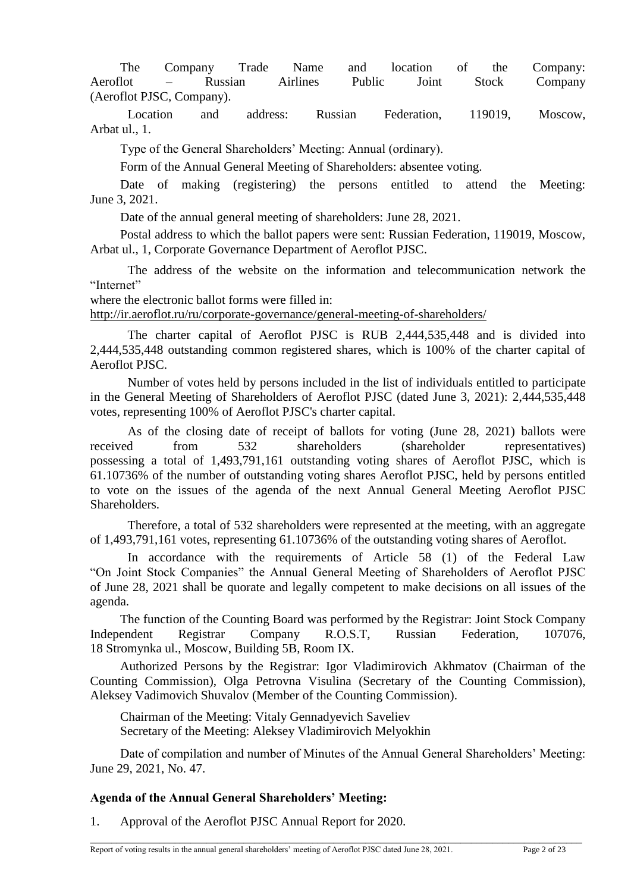The Company Trade Name and location of the Company: Aeroflot – Russian Airlines Public Joint Stock Company (Aeroflot PJSC, Company).

Location and address: Russian Federation, 119019, Moscow, Arbat ul., 1.

Type of the General Shareholders' Meeting: Annual (ordinary).

Form of the Annual General Meeting of Shareholders: absentee voting.

Date of making (registering) the persons entitled to attend the Meeting: June 3, 2021.

Date of the annual general meeting of shareholders: June 28, 2021.

Postal address to which the ballot papers were sent: Russian Federation, 119019, Moscow, Arbat ul., 1, Corporate Governance Department of Aeroflot PJSC.

The address of the website on the information and telecommunication network the "Internet"
where the electronic ballot forms were filled in:
http://ir.aeroflot.ru/ru/corporate-governance/general-meeting-of-shareholders/

The charter capital of Aeroflot PJSC is RUB 2,444,535,448 and is divided into 2,444,535,448 outstanding common registered shares, which is 100% of the charter capital of Aeroflot PJSC.

Number of votes held by persons included in the list of individuals entitled to participate in the General Meeting of Shareholders of Aeroflot PJSC (dated June 3, 2021): 2,444,535,448 votes, representing 100% of Aeroflot PJSC's charter capital.

As of the closing date of receipt of ballots for voting (June 28, 2021) ballots were received from 532 shareholders (shareholder representatives) possessing a total of 1,493,791,161 outstanding voting shares of Aeroflot PJSC, which is 61.10736% of the number of outstanding voting shares Aeroflot PJSC, held by persons entitled to vote on the issues of the agenda of the next Annual General Meeting Aeroflot PJSC Shareholders.

Therefore, a total of 532 shareholders were represented at the meeting, with an aggregate of 1,493,791,161 votes, representing 61.10736% of the outstanding voting shares of Aeroflot.

In accordance with the requirements of Article 58 (1) of the Federal Law "On Joint Stock Companies" the Annual General Meeting of Shareholders of Aeroflot PJSC of June 28, 2021 shall be quorate and legally competent to make decisions on all issues of the agenda.

The function of the Counting Board was performed by the Registrar: Joint Stock Company Independent Registrar Company R.O.S.T, Russian Federation, 107076, 18 Stromynka ul., Moscow, Building 5B, Room IX.

Authorized Persons by the Registrar: Igor Vladimirovich Akhmatov (Chairman of the Counting Commission), Olga Petrovna Visulina (Secretary of the Counting Commission), Aleksey Vadimovich Shuvalov (Member of the Counting Commission).

Chairman of the Meeting: Vitaly Gennadyevich Saveliev
Secretary of the Meeting: Aleksey Vladimirovich Melyokhin

Date of compilation and number of Minutes of the Annual General Shareholders' Meeting: June 29, 2021, No. 47.

**Agenda of the Annual General Shareholders' Meeting:**

1. Approval of the Aeroflot PJSC Annual Report for 2020.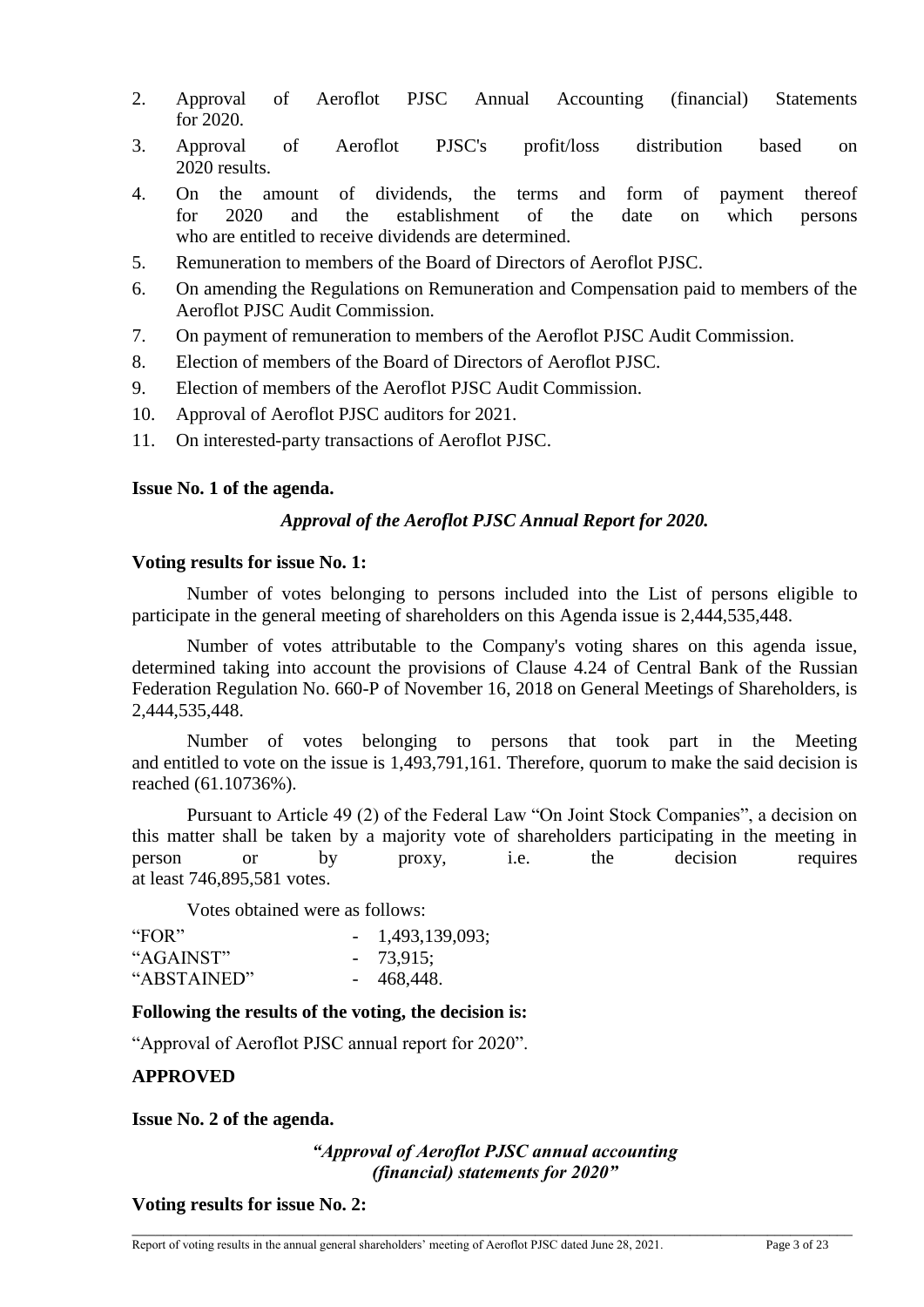2. Approval of Aeroflot PJSC Annual Accounting (financial) Statements for 2020.
3. Approval of Aeroflot PJSC's profit/loss distribution based on 2020 results.
4. On the amount of dividends, the terms and form of payment thereof for 2020 and the establishment of the date on which persons who are entitled to receive dividends are determined.
5. Remuneration to members of the Board of Directors of Aeroflot PJSC.
6. On amending the Regulations on Remuneration and Compensation paid to members of the Aeroflot PJSC Audit Commission.
7. On payment of remuneration to members of the Aeroflot PJSC Audit Commission.
8. Election of members of the Board of Directors of Aeroflot PJSC.
9. Election of members of the Aeroflot PJSC Audit Commission.
10. Approval of Aeroflot PJSC auditors for 2021.
11. On interested-party transactions of Aeroflot PJSC.

**Issue No. 1 of the agenda.**

***Approval of the Aeroflot PJSC Annual Report for 2020.***

**Voting results for issue No. 1:**

Number of votes belonging to persons included into the List of persons eligible to participate in the general meeting of shareholders on this Agenda issue is 2,444,535,448.

Number of votes attributable to the Company's voting shares on this agenda issue, determined taking into account the provisions of Clause 4.24 of Central Bank of the Russian Federation Regulation No. 660-P of November 16, 2018 on General Meetings of Shareholders, is 2,444,535,448.

Number of votes belonging to persons that took part in the Meeting and entitled to vote on the issue is 1,493,791,161. Therefore, quorum to make the said decision is reached (61.10736%).

Pursuant to Article 49 (2) of the Federal Law "On Joint Stock Companies", a decision on this matter shall be taken by a majority vote of shareholders participating in the meeting in person or by proxy, i.e. the decision requires at least 746,895,581 votes.

Votes obtained were as follows:

"FOR" - 1,493,139,093;
"AGAINST" - 73,915;
"ABSTAINED" - 468,448.

**Following the results of the voting, the decision is:**

"Approval of Aeroflot PJSC annual report for 2020".

**APPROVED**

**Issue No. 2 of the agenda.**

***"Approval of Aeroflot PJSC annual accounting (financial) statements for 2020"***

**Voting results for issue No. 2:**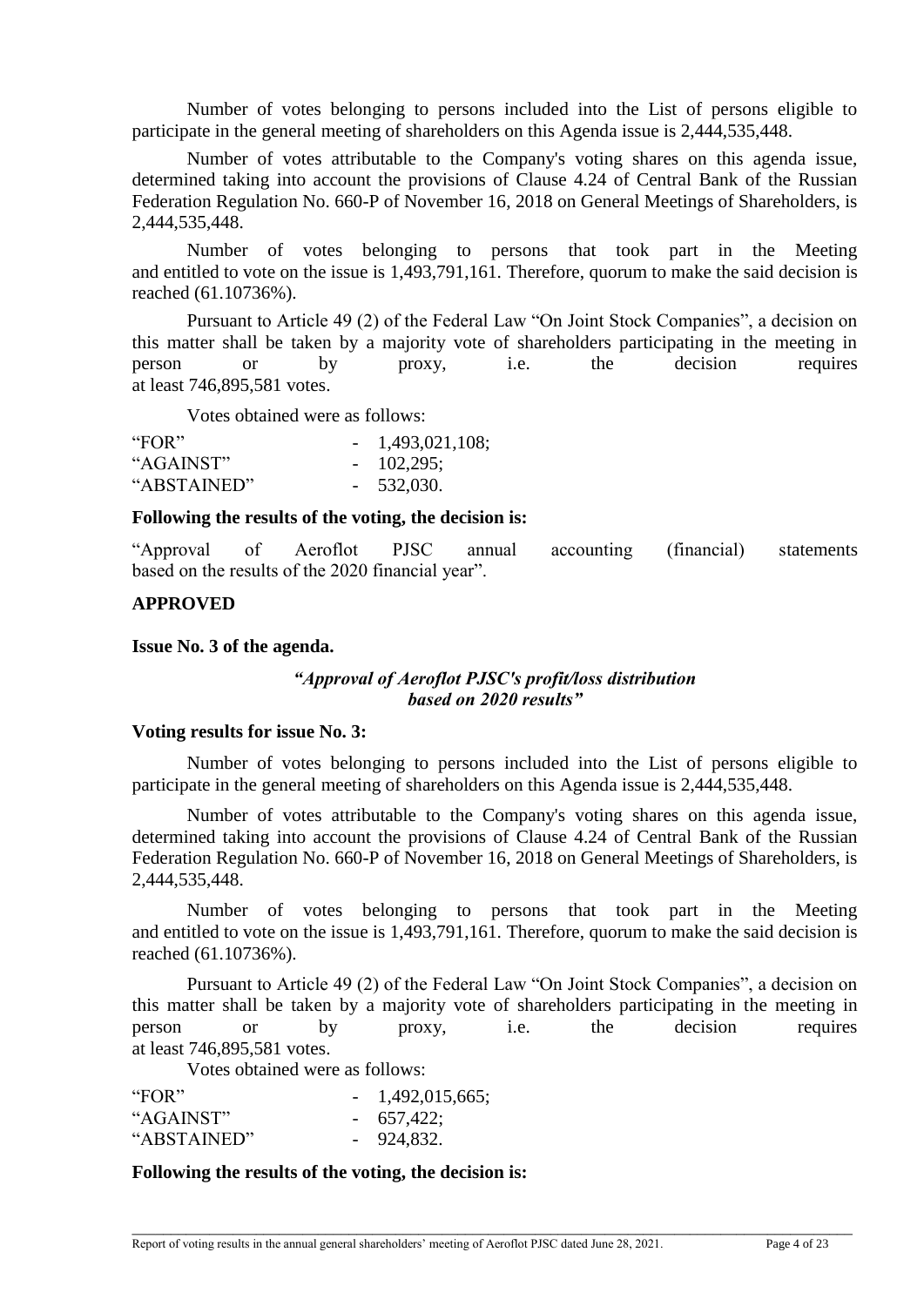Number of votes belonging to persons included into the List of persons eligible to participate in the general meeting of shareholders on this Agenda issue is 2,444,535,448.

Number of votes attributable to the Company's voting shares on this agenda issue, determined taking into account the provisions of Clause 4.24 of Central Bank of the Russian Federation Regulation No. 660-P of November 16, 2018 on General Meetings of Shareholders, is 2,444,535,448.

Number of votes belonging to persons that took part in the Meeting and entitled to vote on the issue is 1,493,791,161. Therefore, quorum to make the said decision is reached (61.10736%).

Pursuant to Article 49 (2) of the Federal Law "On Joint Stock Companies", a decision on this matter shall be taken by a majority vote of shareholders participating in the meeting in person or by proxy, i.e. the decision requires at least 746,895,581 votes.

Votes obtained were as follows:

"FOR" - 1,493,021,108;
"AGAINST" - 102,295;
"ABSTAINED" - 532,030.

**Following the results of the voting, the decision is:**

"Approval of Aeroflot PJSC annual accounting (financial) statements based on the results of the 2020 financial year".

**APPROVED**

**Issue No. 3 of the agenda.**

***"Approval of Aeroflot PJSC's profit/loss distribution based on 2020 results"***

**Voting results for issue No. 3:**

Number of votes belonging to persons included into the List of persons eligible to participate in the general meeting of shareholders on this Agenda issue is 2,444,535,448.

Number of votes attributable to the Company's voting shares on this agenda issue, determined taking into account the provisions of Clause 4.24 of Central Bank of the Russian Federation Regulation No. 660-P of November 16, 2018 on General Meetings of Shareholders, is 2,444,535,448.

Number of votes belonging to persons that took part in the Meeting and entitled to vote on the issue is 1,493,791,161. Therefore, quorum to make the said decision is reached (61.10736%).

Pursuant to Article 49 (2) of the Federal Law "On Joint Stock Companies", a decision on this matter shall be taken by a majority vote of shareholders participating in the meeting in person or by proxy, i.e. the decision requires at least 746,895,581 votes.

Votes obtained were as follows:

"FOR" - 1,492,015,665;
"AGAINST" - 657,422;
"ABSTAINED" - 924,832.

**Following the results of the voting, the decision is:**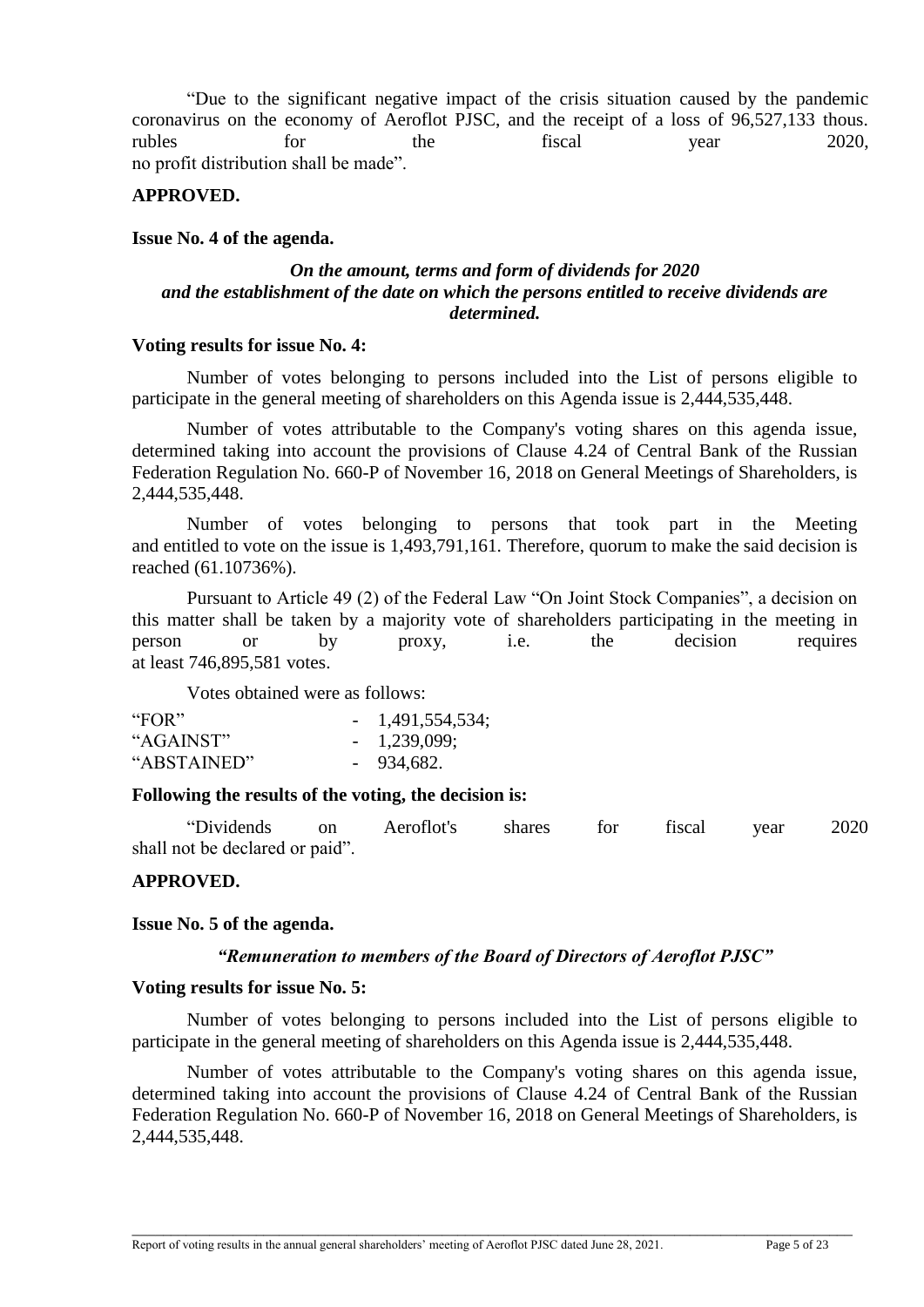"Due to the significant negative impact of the crisis situation caused by the pandemic coronavirus on the economy of Aeroflot PJSC, and the receipt of a loss of 96,527,133 thous. rubles for the fiscal year 2020, no profit distribution shall be made".

**APPROVED.**

**Issue No. 4 of the agenda.**

***On the amount, terms and form of dividends for 2020 and the establishment of the date on which the persons entitled to receive dividends are determined.***

**Voting results for issue No. 4:**

Number of votes belonging to persons included into the List of persons eligible to participate in the general meeting of shareholders on this Agenda issue is 2,444,535,448.

Number of votes attributable to the Company's voting shares on this agenda issue, determined taking into account the provisions of Clause 4.24 of Central Bank of the Russian Federation Regulation No. 660-P of November 16, 2018 on General Meetings of Shareholders, is 2,444,535,448.

Number of votes belonging to persons that took part in the Meeting and entitled to vote on the issue is 1,493,791,161. Therefore, quorum to make the said decision is reached (61.10736%).

Pursuant to Article 49 (2) of the Federal Law "On Joint Stock Companies", a decision on this matter shall be taken by a majority vote of shareholders participating in the meeting in person or by proxy, i.e. the decision requires at least 746,895,581 votes.

Votes obtained were as follows:

"FOR" - 1,491,554,534;
"AGAINST" - 1,239,099;
"ABSTAINED" - 934,682.

**Following the results of the voting, the decision is:**

"Dividends on Aeroflot's shares for fiscal year 2020 shall not be declared or paid".

**APPROVED.**

**Issue No. 5 of the agenda.**

***"Remuneration to members of the Board of Directors of Aeroflot PJSC"***

**Voting results for issue No. 5:**

Number of votes belonging to persons included into the List of persons eligible to participate in the general meeting of shareholders on this Agenda issue is 2,444,535,448.

Number of votes attributable to the Company's voting shares on this agenda issue, determined taking into account the provisions of Clause 4.24 of Central Bank of the Russian Federation Regulation No. 660-P of November 16, 2018 on General Meetings of Shareholders, is 2,444,535,448.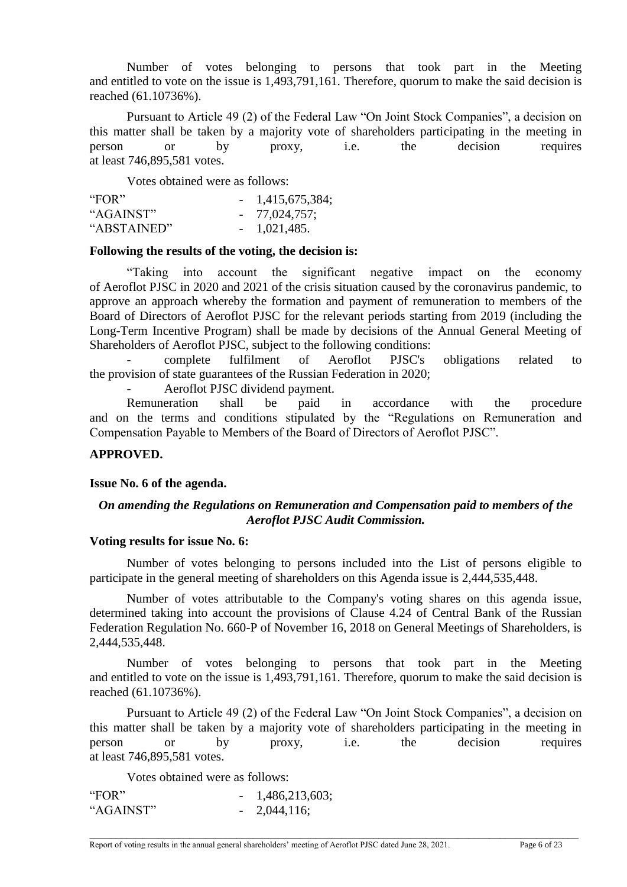Number of votes belonging to persons that took part in the Meeting and entitled to vote on the issue is 1,493,791,161. Therefore, quorum to make the said decision is reached (61.10736%).

Pursuant to Article 49 (2) of the Federal Law "On Joint Stock Companies", a decision on this matter shall be taken by a majority vote of shareholders participating in the meeting in person or by proxy, i.e. the decision requires at least 746,895,581 votes.

Votes obtained were as follows:

"FOR" - 1,415,675,384;
"AGAINST" - 77,024,757;
"ABSTAINED" - 1,021,485.

**Following the results of the voting, the decision is:**

"Taking into account the significant negative impact on the economy of Aeroflot PJSC in 2020 and 2021 of the crisis situation caused by the coronavirus pandemic, to approve an approach whereby the formation and payment of remuneration to members of the Board of Directors of Aeroflot PJSC for the relevant periods starting from 2019 (including the Long-Term Incentive Program) shall be made by decisions of the Annual General Meeting of Shareholders of Aeroflot PJSC, subject to the following conditions:

- complete fulfilment of Aeroflot PJSC's obligations related to the provision of state guarantees of the Russian Federation in 2020;
- Aeroflot PJSC dividend payment.

Remuneration shall be paid in accordance with the procedure and on the terms and conditions stipulated by the "Regulations on Remuneration and Compensation Payable to Members of the Board of Directors of Aeroflot PJSC".

**APPROVED.**

**Issue No. 6 of the agenda.**

***On amending the Regulations on Remuneration and Compensation paid to members of the Aeroflot PJSC Audit Commission.***

**Voting results for issue No. 6:**

Number of votes belonging to persons included into the List of persons eligible to participate in the general meeting of shareholders on this Agenda issue is 2,444,535,448.

Number of votes attributable to the Company's voting shares on this agenda issue, determined taking into account the provisions of Clause 4.24 of Central Bank of the Russian Federation Regulation No. 660-P of November 16, 2018 on General Meetings of Shareholders, is 2,444,535,448.

Number of votes belonging to persons that took part in the Meeting and entitled to vote on the issue is 1,493,791,161. Therefore, quorum to make the said decision is reached (61.10736%).

Pursuant to Article 49 (2) of the Federal Law "On Joint Stock Companies", a decision on this matter shall be taken by a majority vote of shareholders participating in the meeting in person or by proxy, i.e. the decision requires at least 746,895,581 votes.

Votes obtained were as follows:

"FOR" - 1,486,213,603;
"AGAINST" - 2,044,116;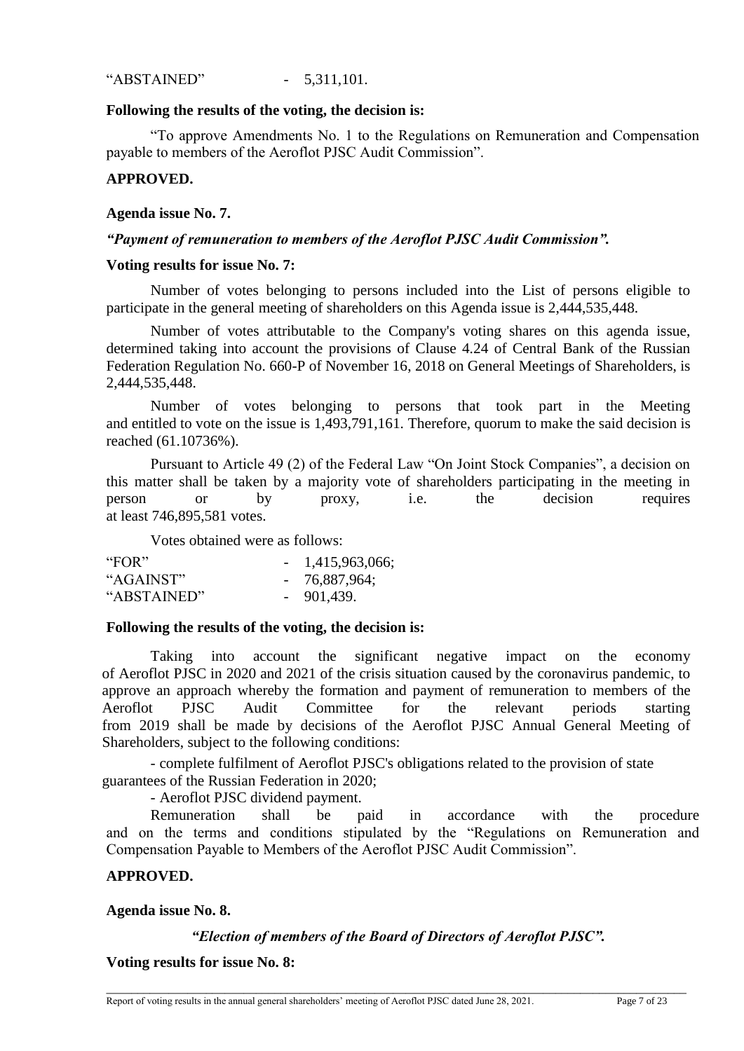"ABSTAINED" - 5,311,101.

**Following the results of the voting, the decision is:**

"To approve Amendments No. 1 to the Regulations on Remuneration and Compensation payable to members of the Aeroflot PJSC Audit Commission".

**APPROVED.**

**Agenda issue No. 7.**

***"Payment of remuneration to members of the Aeroflot PJSC Audit Commission".***

**Voting results for issue No. 7:**

Number of votes belonging to persons included into the List of persons eligible to participate in the general meeting of shareholders on this Agenda issue is 2,444,535,448.

Number of votes attributable to the Company's voting shares on this agenda issue, determined taking into account the provisions of Clause 4.24 of Central Bank of the Russian Federation Regulation No. 660-P of November 16, 2018 on General Meetings of Shareholders, is 2,444,535,448.

Number of votes belonging to persons that took part in the Meeting and entitled to vote on the issue is 1,493,791,161. Therefore, quorum to make the said decision is reached (61.10736%).

Pursuant to Article 49 (2) of the Federal Law "On Joint Stock Companies", a decision on this matter shall be taken by a majority vote of shareholders participating in the meeting in person or by proxy, i.e. the decision requires at least 746,895,581 votes.

Votes obtained were as follows:

"FOR" - 1,415,963,066;
"AGAINST" - 76,887,964;
"ABSTAINED" - 901,439.

**Following the results of the voting, the decision is:**

Taking into account the significant negative impact on the economy of Aeroflot PJSC in 2020 and 2021 of the crisis situation caused by the coronavirus pandemic, to approve an approach whereby the formation and payment of remuneration to members of the Aeroflot PJSC Audit Committee for the relevant periods starting from 2019 shall be made by decisions of the Aeroflot PJSC Annual General Meeting of Shareholders, subject to the following conditions:

- complete fulfilment of Aeroflot PJSC's obligations related to the provision of state guarantees of the Russian Federation in 2020;
- Aeroflot PJSC dividend payment.

Remuneration shall be paid in accordance with the procedure and on the terms and conditions stipulated by the "Regulations on Remuneration and Compensation Payable to Members of the Aeroflot PJSC Audit Commission".

**APPROVED.**

**Agenda issue No. 8.**

***"Election of members of the Board of Directors of Aeroflot PJSC".***

**Voting results for issue No. 8:**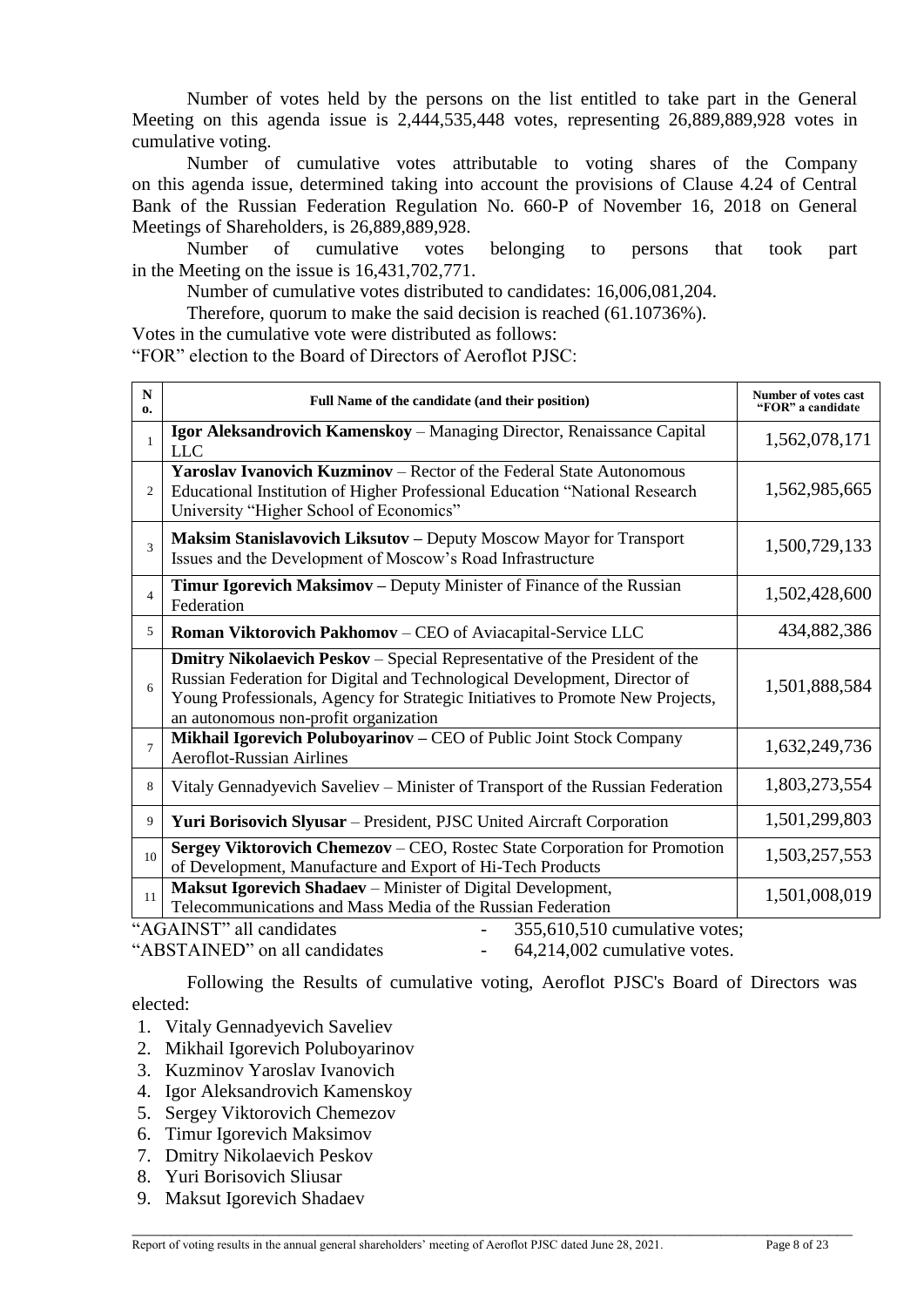Number of votes held by the persons on the list entitled to take part in the General Meeting on this agenda issue is 2,444,535,448 votes, representing 26,889,889,928 votes in cumulative voting.

Number of cumulative votes attributable to voting shares of the Company on this agenda issue, determined taking into account the provisions of Clause 4.24 of Central Bank of the Russian Federation Regulation No. 660-P of November 16, 2018 on General Meetings of Shareholders, is 26,889,889,928.

Number of cumulative votes belonging to persons that took part in the Meeting on the issue is 16,431,702,771.

Number of cumulative votes distributed to candidates: 16,006,081,204.

Therefore, quorum to make the said decision is reached (61.10736%).

Votes in the cumulative vote were distributed as follows:

"FOR" election to the Board of Directors of Aeroflot PJSC:

| No. | Full Name of the candidate (and their position) | Number of votes cast "FOR" a candidate |
|---|---|---|
| 1 | **Igor Aleksandrovich Kamenskoy** – Managing Director, Renaissance Capital LLC | 1,562,078,171 |
| 2 | **Yaroslav Ivanovich Kuzminov** – Rector of the Federal State Autonomous Educational Institution of Higher Professional Education "National Research University "Higher School of Economics" | 1,562,985,665 |
| 3 | **Maksim Stanislavovich Liksutov –** Deputy Moscow Mayor for Transport Issues and the Development of Moscow's Road Infrastructure | 1,500,729,133 |
| 4 | **Timur Igorevich Maksimov –** Deputy Minister of Finance of the Russian Federation | 1,502,428,600 |
| 5 | **Roman Viktorovich Pakhomov** – CEO of Aviacapital-Service LLC | 434,882,386 |
| 6 | **Dmitry Nikolaevich Peskov** – Special Representative of the President of the Russian Federation for Digital and Technological Development, Director of Young Professionals, Agency for Strategic Initiatives to Promote New Projects, an autonomous non-profit organization | 1,501,888,584 |
| 7 | **Mikhail Igorevich Poluboyarinov –** CEO of Public Joint Stock Company Aeroflot-Russian Airlines | 1,632,249,736 |
| 8 | Vitaly Gennadyevich Saveliev – Minister of Transport of the Russian Federation | 1,803,273,554 |
| 9 | **Yuri Borisovich Slyusar** – President, PJSC United Aircraft Corporation | 1,501,299,803 |
| 10 | **Sergey Viktorovich Chemezov** – CEO, Rostec State Corporation for Promotion of Development, Manufacture and Export of Hi-Tech Products | 1,503,257,553 |
| 11 | **Maksut Igorevich Shadaev** – Minister of Digital Development, Telecommunications and Mass Media of the Russian Federation | 1,501,008,019 |

"AGAINST" all candidates - 355,610,510 cumulative votes;

"ABSTAINED" on all candidates - 64,214,002 cumulative votes.

Following the Results of cumulative voting, Aeroflot PJSC's Board of Directors was elected:

1. Vitaly Gennadyevich Saveliev
2. Mikhail Igorevich Poluboyarinov
3. Kuzminov Yaroslav Ivanovich
4. Igor Aleksandrovich Kamenskoy
5. Sergey Viktorovich Chemezov
6. Timur Igorevich Maksimov
7. Dmitry Nikolaevich Peskov
8. Yuri Borisovich Sliusar
9. Maksut Igorevich Shadaev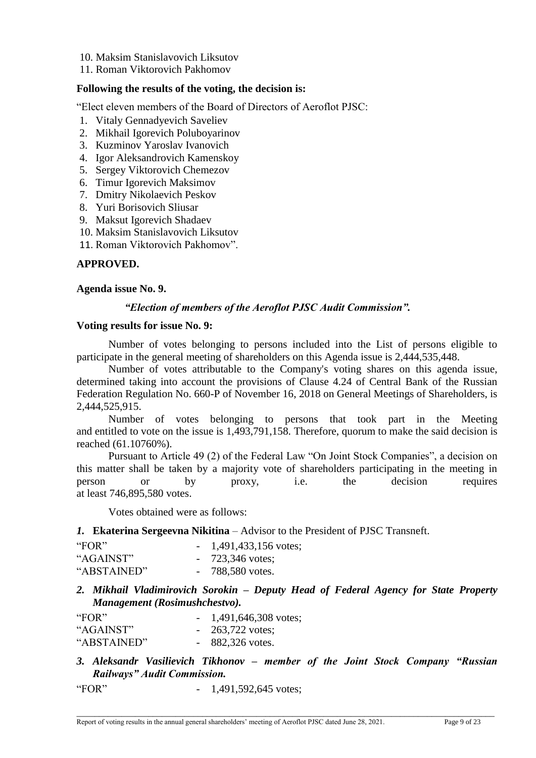10. Maksim Stanislavovich Liksutov
11. Roman Viktorovich Pakhomov

**Following the results of the voting, the decision is:**

"Elect eleven members of the Board of Directors of Aeroflot PJSC:

1. Vitaly Gennadyevich Saveliev
2. Mikhail Igorevich Poluboyarinov
3. Kuzminov Yaroslav Ivanovich
4. Igor Aleksandrovich Kamenskoy
5. Sergey Viktorovich Chemezov
6. Timur Igorevich Maksimov
7. Dmitry Nikolaevich Peskov
8. Yuri Borisovich Sliusar
9. Maksut Igorevich Shadaev
10. Maksim Stanislavovich Liksutov
11. Roman Viktorovich Pakhomov".

**APPROVED.**

**Agenda issue No. 9.**

***"Election of members of the Aeroflot PJSC Audit Commission".***

**Voting results for issue No. 9:**

Number of votes belonging to persons included into the List of persons eligible to participate in the general meeting of shareholders on this Agenda issue is 2,444,535,448.

Number of votes attributable to the Company's voting shares on this agenda issue, determined taking into account the provisions of Clause 4.24 of Central Bank of the Russian Federation Regulation No. 660-P of November 16, 2018 on General Meetings of Shareholders, is 2,444,525,915.

Number of votes belonging to persons that took part in the Meeting and entitled to vote on the issue is 1,493,791,158. Therefore, quorum to make the said decision is reached (61.10760%).

Pursuant to Article 49 (2) of the Federal Law "On Joint Stock Companies", a decision on this matter shall be taken by a majority vote of shareholders participating in the meeting in person or by proxy, i.e. the decision requires at least 746,895,580 votes.

Votes obtained were as follows:

***1.*** **Ekaterina Sergeevna Nikitina** – Advisor to the President of PJSC Transneft.

"FOR" - 1,491,433,156 votes;
"AGAINST" - 723,346 votes;
"ABSTAINED" - 788,580 votes.

***2. Mikhail Vladimirovich Sorokin – Deputy Head of Federal Agency for State Property Management (Rosimushchestvo).***

"FOR" - 1,491,646,308 votes;
"AGAINST" - 263,722 votes;
"ABSTAINED" - 882,326 votes.

***3. Aleksandr Vasilievich Tikhonov – member of the Joint Stock Company "Russian Railways" Audit Commission.***

"FOR" - 1,491,592,645 votes;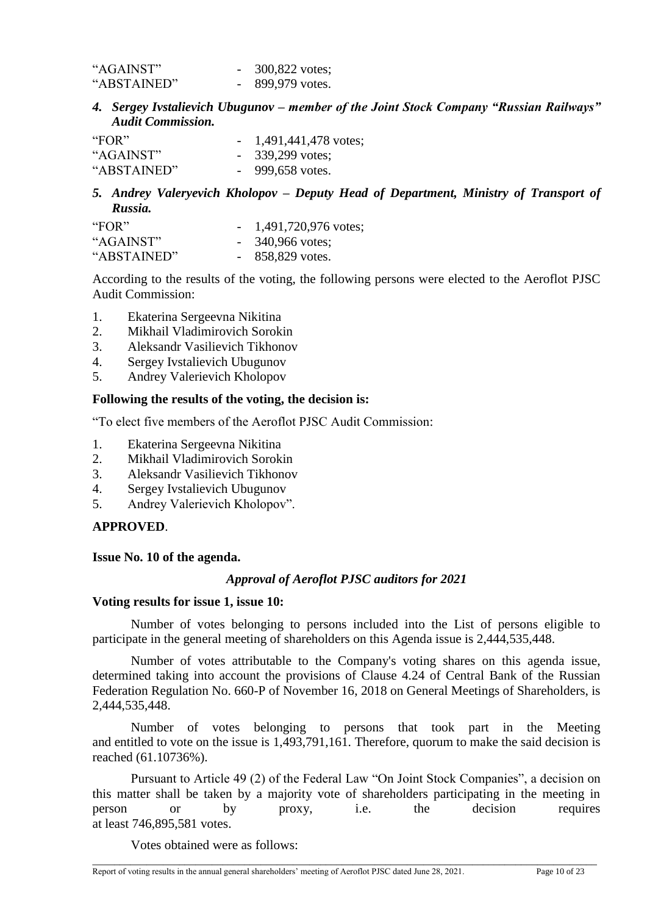"AGAINST" - 300,822 votes;
"ABSTAINED" - 899,979 votes.

***4. Sergey Ivstalievich Ubugunov – member of the Joint Stock Company "Russian Railways" Audit Commission.***

"FOR" - 1,491,441,478 votes;
"AGAINST" - 339,299 votes;
"ABSTAINED" - 999,658 votes.

***5. Andrey Valeryevich Kholopov – Deputy Head of Department, Ministry of Transport of Russia.***

"FOR" - 1,491,720,976 votes;
"AGAINST" - 340,966 votes;
"ABSTAINED" - 858,829 votes.

According to the results of the voting, the following persons were elected to the Aeroflot PJSC Audit Commission:

1. Ekaterina Sergeevna Nikitina
2. Mikhail Vladimirovich Sorokin
3. Aleksandr Vasilievich Tikhonov
4. Sergey Ivstalievich Ubugunov
5. Andrey Valerievich Kholopov

**Following the results of the voting, the decision is:**

"To elect five members of the Aeroflot PJSC Audit Commission:

1. Ekaterina Sergeevna Nikitina
2. Mikhail Vladimirovich Sorokin
3. Aleksandr Vasilievich Tikhonov
4. Sergey Ivstalievich Ubugunov
5. Andrey Valerievich Kholopov".

**APPROVED**.

**Issue No. 10 of the agenda.**

***Approval of Aeroflot PJSC auditors for 2021***

**Voting results for issue 1, issue 10:**

Number of votes belonging to persons included into the List of persons eligible to participate in the general meeting of shareholders on this Agenda issue is 2,444,535,448.

Number of votes attributable to the Company's voting shares on this agenda issue, determined taking into account the provisions of Clause 4.24 of Central Bank of the Russian Federation Regulation No. 660-P of November 16, 2018 on General Meetings of Shareholders, is 2,444,535,448.

Number of votes belonging to persons that took part in the Meeting and entitled to vote on the issue is 1,493,791,161. Therefore, quorum to make the said decision is reached (61.10736%).

Pursuant to Article 49 (2) of the Federal Law "On Joint Stock Companies", a decision on this matter shall be taken by a majority vote of shareholders participating in the meeting in person or by proxy, i.e. the decision requires at least 746,895,581 votes.

Votes obtained were as follows: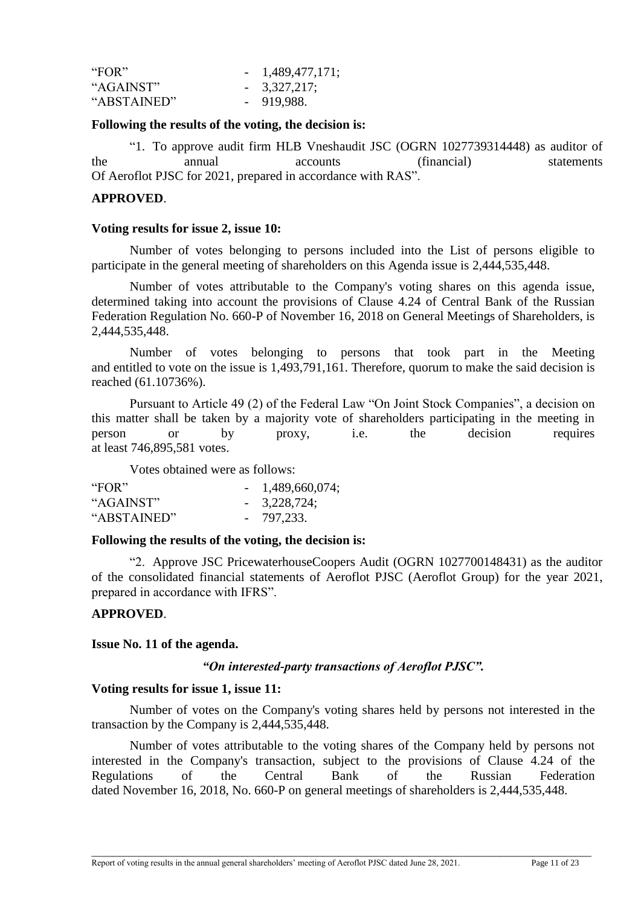| | |
|---|---|
| "FOR" | - 1,489,477,171; |
| "AGAINST" | - 3,327,217; |
| "ABSTAINED" | - 919,988. |

**Following the results of the voting, the decision is:**

"1. To approve audit firm HLB Vneshaudit JSC (OGRN 1027739314448) as auditor of the annual accounts (financial) statements Of Aeroflot PJSC for 2021, prepared in accordance with RAS".

**APPROVED**.

**Voting results for issue 2, issue 10:**

Number of votes belonging to persons included into the List of persons eligible to participate in the general meeting of shareholders on this Agenda issue is 2,444,535,448.

Number of votes attributable to the Company's voting shares on this agenda issue, determined taking into account the provisions of Clause 4.24 of Central Bank of the Russian Federation Regulation No. 660-P of November 16, 2018 on General Meetings of Shareholders, is 2,444,535,448.

Number of votes belonging to persons that took part in the Meeting and entitled to vote on the issue is 1,493,791,161. Therefore, quorum to make the said decision is reached (61.10736%).

Pursuant to Article 49 (2) of the Federal Law "On Joint Stock Companies", a decision on this matter shall be taken by a majority vote of shareholders participating in the meeting in person or by proxy, i.e. the decision requires at least 746,895,581 votes.

Votes obtained were as follows:

| | |
|---|---|
| "FOR" | - 1,489,660,074; |
| "AGAINST" | - 3,228,724; |
| "ABSTAINED" | - 797,233. |

**Following the results of the voting, the decision is:**

"2. Approve JSC PricewaterhouseCoopers Audit (OGRN 1027700148431) as the auditor of the consolidated financial statements of Aeroflot PJSC (Aeroflot Group) for the year 2021, prepared in accordance with IFRS".

**APPROVED**.

**Issue No. 11 of the agenda.**

***"On interested-party transactions of Aeroflot PJSC".***

**Voting results for issue 1, issue 11:**

Number of votes on the Company's voting shares held by persons not interested in the transaction by the Company is 2,444,535,448.

Number of votes attributable to the voting shares of the Company held by persons not interested in the Company's transaction, subject to the provisions of Clause 4.24 of the Regulations of the Central Bank of the Russian Federation dated November 16, 2018, No. 660-P on general meetings of shareholders is 2,444,535,448.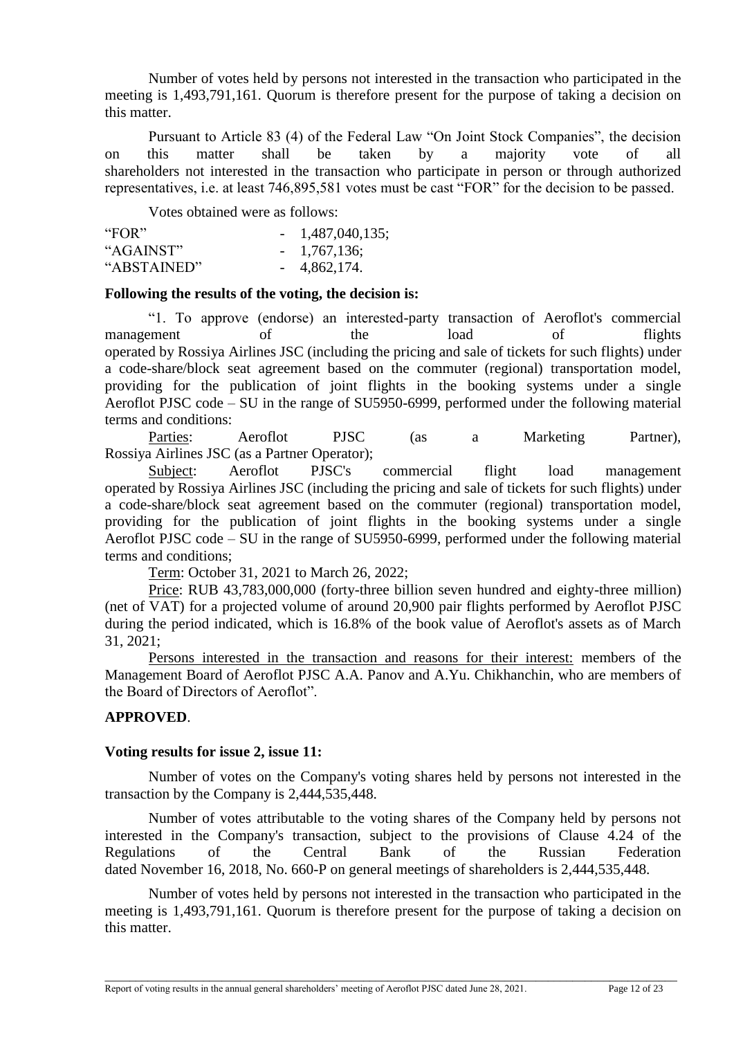Number of votes held by persons not interested in the transaction who participated in the meeting is 1,493,791,161. Quorum is therefore present for the purpose of taking a decision on this matter.

Pursuant to Article 83 (4) of the Federal Law "On Joint Stock Companies", the decision on this matter shall be taken by a majority vote of all shareholders not interested in the transaction who participate in person or through authorized representatives, i.e. at least 746,895,581 votes must be cast "FOR" for the decision to be passed.

Votes obtained were as follows:

| | |
|---|---|
| "FOR" | - 1,487,040,135; |
| "AGAINST" | - 1,767,136; |
| "ABSTAINED" | - 4,862,174. |

**Following the results of the voting, the decision is:**

"1. To approve (endorse) an interested-party transaction of Aeroflot's commercial management of the load of flights operated by Rossiya Airlines JSC (including the pricing and sale of tickets for such flights) under a code-share/block seat agreement based on the commuter (regional) transportation model, providing for the publication of joint flights in the booking systems under a single Aeroflot PJSC code – SU in the range of SU5950-6999, performed under the following material terms and conditions:

Parties: Aeroflot PJSC (as a Marketing Partner), Rossiya Airlines JSC (as a Partner Operator);

Subject: Aeroflot PJSC's commercial flight load management operated by Rossiya Airlines JSC (including the pricing and sale of tickets for such flights) under a code-share/block seat agreement based on the commuter (regional) transportation model, providing for the publication of joint flights in the booking systems under a single Aeroflot PJSC code – SU in the range of SU5950-6999, performed under the following material terms and conditions;

Term: October 31, 2021 to March 26, 2022;

Price: RUB 43,783,000,000 (forty-three billion seven hundred and eighty-three million) (net of VAT) for a projected volume of around 20,900 pair flights performed by Aeroflot PJSC during the period indicated, which is 16.8% of the book value of Aeroflot's assets as of March 31, 2021;

Persons interested in the transaction and reasons for their interest: members of the Management Board of Aeroflot PJSC A.A. Panov and A.Yu. Chikhanchin, who are members of the Board of Directors of Aeroflot".

**APPROVED**.

**Voting results for issue 2, issue 11:**

Number of votes on the Company's voting shares held by persons not interested in the transaction by the Company is 2,444,535,448.

Number of votes attributable to the voting shares of the Company held by persons not interested in the Company's transaction, subject to the provisions of Clause 4.24 of the Regulations of the Central Bank of the Russian Federation dated November 16, 2018, No. 660-P on general meetings of shareholders is 2,444,535,448.

Number of votes held by persons not interested in the transaction who participated in the meeting is 1,493,791,161. Quorum is therefore present for the purpose of taking a decision on this matter.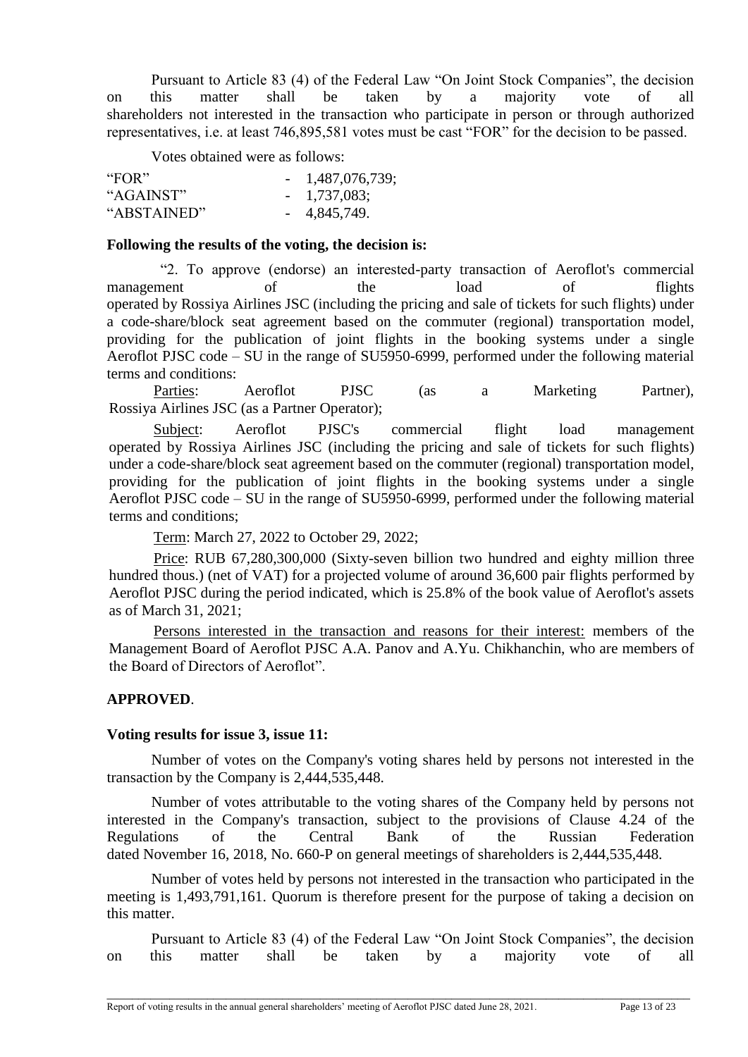Pursuant to Article 83 (4) of the Federal Law "On Joint Stock Companies", the decision on this matter shall be taken by a majority vote of all shareholders not interested in the transaction who participate in person or through authorized representatives, i.e. at least 746,895,581 votes must be cast "FOR" for the decision to be passed.

Votes obtained were as follows:

| | |
|---|---|
| "FOR" | - 1,487,076,739; |
| "AGAINST" | - 1,737,083; |
| "ABSTAINED" | - 4,845,749. |

**Following the results of the voting, the decision is:**

"2. To approve (endorse) an interested-party transaction of Aeroflot's commercial management of the load of flights operated by Rossiya Airlines JSC (including the pricing and sale of tickets for such flights) under a code-share/block seat agreement based on the commuter (regional) transportation model, providing for the publication of joint flights in the booking systems under a single Aeroflot PJSC code – SU in the range of SU5950-6999, performed under the following material terms and conditions:

Parties: Aeroflot PJSC (as a Marketing Partner), Rossiya Airlines JSC (as a Partner Operator);

Subject: Aeroflot PJSC's commercial flight load management operated by Rossiya Airlines JSC (including the pricing and sale of tickets for such flights) under a code-share/block seat agreement based on the commuter (regional) transportation model, providing for the publication of joint flights in the booking systems under a single Aeroflot PJSC code – SU in the range of SU5950-6999, performed under the following material terms and conditions;

Term: March 27, 2022 to October 29, 2022;

Price: RUB 67,280,300,000 (Sixty-seven billion two hundred and eighty million three hundred thous.) (net of VAT) for a projected volume of around 36,600 pair flights performed by Aeroflot PJSC during the period indicated, which is 25.8% of the book value of Aeroflot's assets as of March 31, 2021;

Persons interested in the transaction and reasons for their interest: members of the Management Board of Aeroflot PJSC A.A. Panov and A.Yu. Chikhanchin, who are members of the Board of Directors of Aeroflot".

**APPROVED**.

**Voting results for issue 3, issue 11:**

Number of votes on the Company's voting shares held by persons not interested in the transaction by the Company is 2,444,535,448.

Number of votes attributable to the voting shares of the Company held by persons not interested in the Company's transaction, subject to the provisions of Clause 4.24 of the Regulations of the Central Bank of the Russian Federation dated November 16, 2018, No. 660-P on general meetings of shareholders is 2,444,535,448.

Number of votes held by persons not interested in the transaction who participated in the meeting is 1,493,791,161. Quorum is therefore present for the purpose of taking a decision on this matter.

Pursuant to Article 83 (4) of the Federal Law "On Joint Stock Companies", the decision on this matter shall be taken by a majority vote of all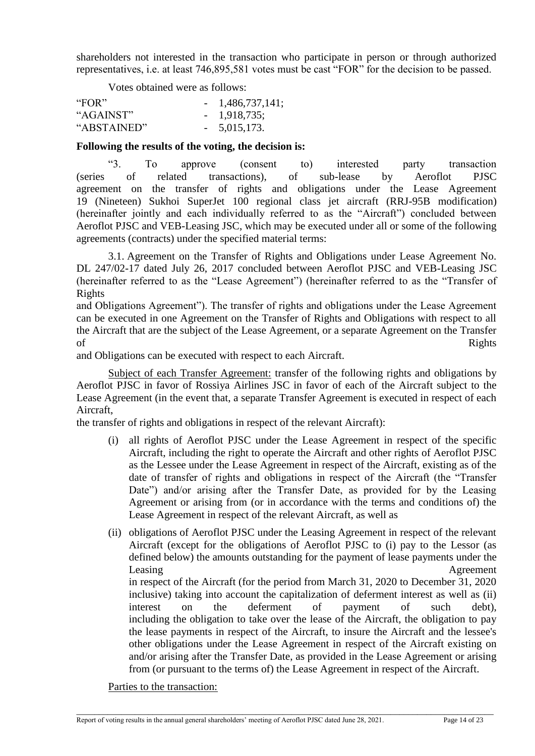shareholders not interested in the transaction who participate in person or through authorized representatives, i.e. at least 746,895,581 votes must be cast "FOR" for the decision to be passed.

Votes obtained were as follows:

| | |
|---|---|
| "FOR" | - 1,486,737,141; |
| "AGAINST" | - 1,918,735; |
| "ABSTAINED" | - 5,015,173. |

**Following the results of the voting, the decision is:**

"3. To approve (consent to) interested party transaction (series of related transactions), of sub-lease by Aeroflot PJSC agreement on the transfer of rights and obligations under the Lease Agreement 19 (Nineteen) Sukhoi SuperJet 100 regional class jet aircraft (RRJ-95B modification) (hereinafter jointly and each individually referred to as the "Aircraft") concluded between Aeroflot PJSC and VEB-Leasing JSC, which may be executed under all or some of the following agreements (contracts) under the specified material terms:

3.1. Agreement on the Transfer of Rights and Obligations under Lease Agreement No. DL 247/02-17 dated July 26, 2017 concluded between Aeroflot PJSC and VEB-Leasing JSC (hereinafter referred to as the "Lease Agreement") (hereinafter referred to as the "Transfer of Rights and Obligations Agreement"). The transfer of rights and obligations under the Lease Agreement can be executed in one Agreement on the Transfer of Rights and Obligations with respect to all the Aircraft that are the subject of the Lease Agreement, or a separate Agreement on the Transfer of Rights and Obligations can be executed with respect to each Aircraft.

Subject of each Transfer Agreement: transfer of the following rights and obligations by Aeroflot PJSC in favor of Rossiya Airlines JSC in favor of each of the Aircraft subject to the Lease Agreement (in the event that, a separate Transfer Agreement is executed in respect of each Aircraft, the transfer of rights and obligations in respect of the relevant Aircraft):

(i) all rights of Aeroflot PJSC under the Lease Agreement in respect of the specific Aircraft, including the right to operate the Aircraft and other rights of Aeroflot PJSC as the Lessee under the Lease Agreement in respect of the Aircraft, existing as of the date of transfer of rights and obligations in respect of the Aircraft (the "Transfer Date") and/or arising after the Transfer Date, as provided for by the Leasing Agreement or arising from (or in accordance with the terms and conditions of) the Lease Agreement in respect of the relevant Aircraft, as well as

(ii) obligations of Aeroflot PJSC under the Leasing Agreement in respect of the relevant Aircraft (except for the obligations of Aeroflot PJSC to (i) pay to the Lessor (as defined below) the amounts outstanding for the payment of lease payments under the Leasing Agreement in respect of the Aircraft (for the period from March 31, 2020 to December 31, 2020 inclusive) taking into account the capitalization of deferment interest as well as (ii) interest on the deferment of payment of such debt), including the obligation to take over the lease of the Aircraft, the obligation to pay the lease payments in respect of the Aircraft, to insure the Aircraft and the lessee's other obligations under the Lease Agreement in respect of the Aircraft existing on and/or arising after the Transfer Date, as provided in the Lease Agreement or arising from (or pursuant to the terms of) the Lease Agreement in respect of the Aircraft.

Parties to the transaction: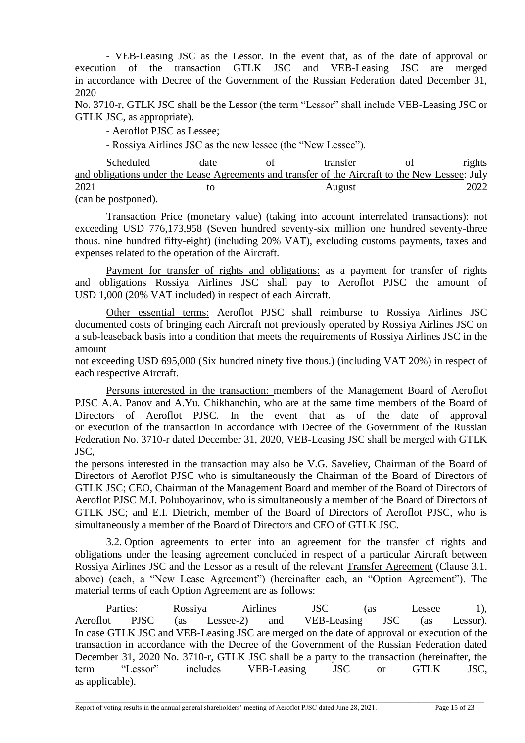- VEB-Leasing JSC as the Lessor. In the event that, as of the date of approval or execution of the transaction GTLK JSC and VEB-Leasing JSC are merged in accordance with Decree of the Government of the Russian Federation dated December 31, 2020 No. 3710-r, GTLK JSC shall be the Lessor (the term "Lessor" shall include VEB-Leasing JSC or GTLK JSC, as appropriate).

- Aeroflot PJSC as Lessee;

- Rossiya Airlines JSC as the new lessee (the "New Lessee").

Scheduled date of transfer of rights and obligations under the Lease Agreements and transfer of the Aircraft to the New Lessee: July 2021 to August 2022 (can be postponed).

Transaction Price (monetary value) (taking into account interrelated transactions): not exceeding USD 776,173,958 (Seven hundred seventy-six million one hundred seventy-three thous. nine hundred fifty-eight) (including 20% VAT), excluding customs payments, taxes and expenses related to the operation of the Aircraft.

Payment for transfer of rights and obligations: as a payment for transfer of rights and obligations Rossiya Airlines JSC shall pay to Aeroflot PJSC the amount of USD 1,000 (20% VAT included) in respect of each Aircraft.

Other essential terms: Aeroflot PJSC shall reimburse to Rossiya Airlines JSC documented costs of bringing each Aircraft not previously operated by Rossiya Airlines JSC on a sub-leaseback basis into a condition that meets the requirements of Rossiya Airlines JSC in the amount not exceeding USD 695,000 (Six hundred ninety five thous.) (including VAT 20%) in respect of each respective Aircraft.

Persons interested in the transaction: members of the Management Board of Aeroflot PJSC A.A. Panov and A.Yu. Chikhanchin, who are at the same time members of the Board of Directors of Aeroflot PJSC. In the event that as of the date of approval or execution of the transaction in accordance with Decree of the Government of the Russian Federation No. 3710-r dated December 31, 2020, VEB-Leasing JSC shall be merged with GTLK JSC, the persons interested in the transaction may also be V.G. Saveliev, Chairman of the Board of Directors of Aeroflot PJSC who is simultaneously the Chairman of the Board of Directors of GTLK JSC; CEO, Chairman of the Management Board and member of the Board of Directors of Aeroflot PJSC M.I. Poluboyarinov, who is simultaneously a member of the Board of Directors of GTLK JSC; and E.I. Dietrich, member of the Board of Directors of Aeroflot PJSC, who is simultaneously a member of the Board of Directors and CEO of GTLK JSC.

3.2. Option agreements to enter into an agreement for the transfer of rights and obligations under the leasing agreement concluded in respect of a particular Aircraft between Rossiya Airlines JSC and the Lessor as a result of the relevant Transfer Agreement (Clause 3.1. above) (each, a "New Lease Agreement") (hereinafter each, an "Option Agreement"). The material terms of each Option Agreement are as follows:

Parties: Rossiya Airlines JSC (as Lessee 1), Aeroflot PJSC (as Lessee-2) and VEB-Leasing JSC (as Lessor). In case GTLK JSC and VEB-Leasing JSC are merged on the date of approval or execution of the transaction in accordance with the Decree of the Government of the Russian Federation dated December 31, 2020 No. 3710-r, GTLK JSC shall be a party to the transaction (hereinafter, the term "Lessor" includes VEB-Leasing JSC or GTLK JSC, as applicable).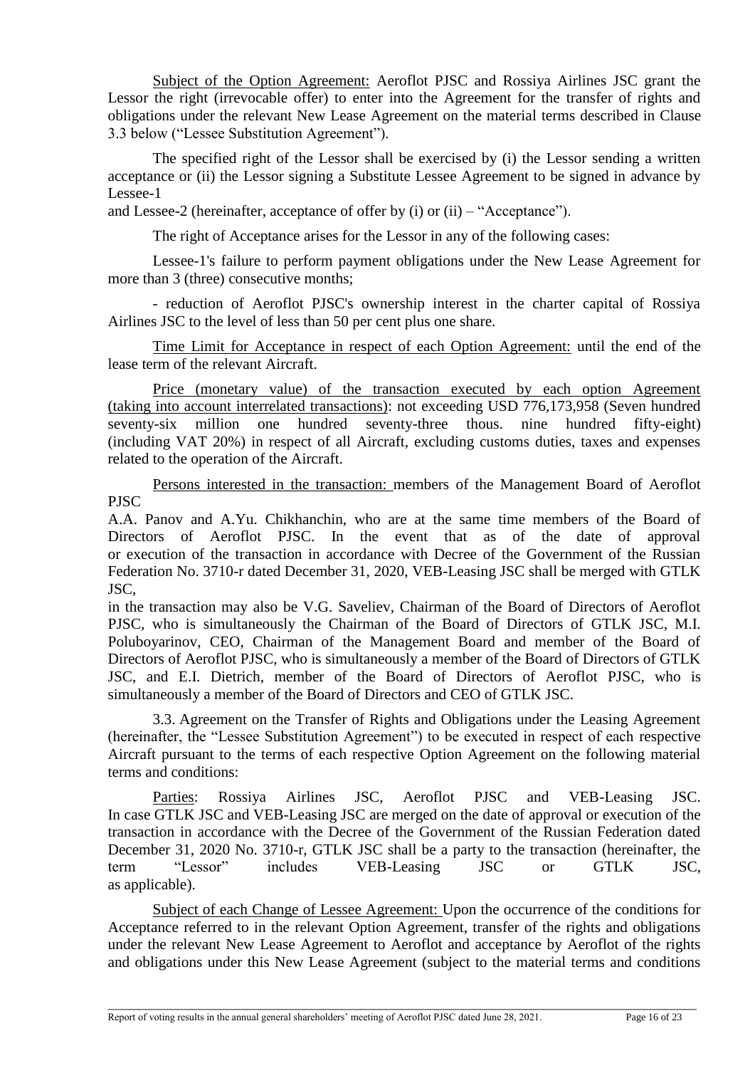Subject of the Option Agreement: Aeroflot PJSC and Rossiya Airlines JSC grant the Lessor the right (irrevocable offer) to enter into the Agreement for the transfer of rights and obligations under the relevant New Lease Agreement on the material terms described in Clause 3.3 below ("Lessee Substitution Agreement").

The specified right of the Lessor shall be exercised by (i) the Lessor sending a written acceptance or (ii) the Lessor signing a Substitute Lessee Agreement to be signed in advance by Lessee-1 and Lessee-2 (hereinafter, acceptance of offer by (i) or (ii) – "Acceptance").

The right of Acceptance arises for the Lessor in any of the following cases:

Lessee-1's failure to perform payment obligations under the New Lease Agreement for more than 3 (three) consecutive months;

- reduction of Aeroflot PJSC's ownership interest in the charter capital of Rossiya Airlines JSC to the level of less than 50 per cent plus one share.

Time Limit for Acceptance in respect of each Option Agreement: until the end of the lease term of the relevant Aircraft.

Price (monetary value) of the transaction executed by each option Agreement (taking into account interrelated transactions): not exceeding USD 776,173,958 (Seven hundred seventy-six million one hundred seventy-three thous. nine hundred fifty-eight) (including VAT 20%) in respect of all Aircraft, excluding customs duties, taxes and expenses related to the operation of the Aircraft.

Persons interested in the transaction: members of the Management Board of Aeroflot PJSC A.A. Panov and A.Yu. Chikhanchin, who are at the same time members of the Board of Directors of Aeroflot PJSC. In the event that as of the date of approval or execution of the transaction in accordance with Decree of the Government of the Russian Federation No. 3710-r dated December 31, 2020, VEB-Leasing JSC shall be merged with GTLK JSC, in the transaction may also be V.G. Saveliev, Chairman of the Board of Directors of Aeroflot PJSC, who is simultaneously the Chairman of the Board of Directors of GTLK JSC, M.I. Poluboyarinov, CEO, Chairman of the Management Board and member of the Board of Directors of Aeroflot PJSC, who is simultaneously a member of the Board of Directors of GTLK JSC, and E.I. Dietrich, member of the Board of Directors of Aeroflot PJSC, who is simultaneously a member of the Board of Directors and CEO of GTLK JSC.

3.3. Agreement on the Transfer of Rights and Obligations under the Leasing Agreement (hereinafter, the "Lessee Substitution Agreement") to be executed in respect of each respective Aircraft pursuant to the terms of each respective Option Agreement on the following material terms and conditions:

Parties: Rossiya Airlines JSC, Aeroflot PJSC and VEB-Leasing JSC. In case GTLK JSC and VEB-Leasing JSC are merged on the date of approval or execution of the transaction in accordance with the Decree of the Government of the Russian Federation dated December 31, 2020 No. 3710-r, GTLK JSC shall be a party to the transaction (hereinafter, the term "Lessor" includes VEB-Leasing JSC or GTLK JSC, as applicable).

Subject of each Change of Lessee Agreement: Upon the occurrence of the conditions for Acceptance referred to in the relevant Option Agreement, transfer of the rights and obligations under the relevant New Lease Agreement to Aeroflot and acceptance by Aeroflot of the rights and obligations under this New Lease Agreement (subject to the material terms and conditions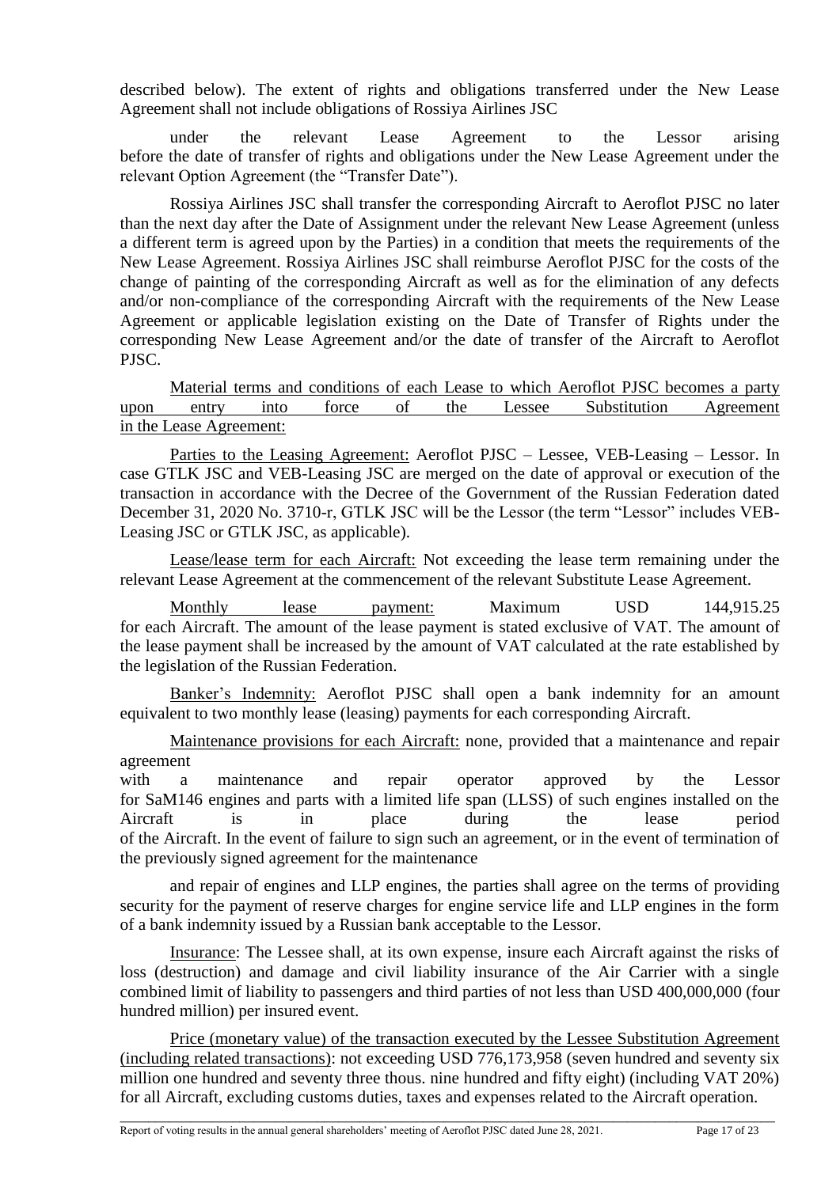described below). The extent of rights and obligations transferred under the New Lease Agreement shall not include obligations of Rossiya Airlines JSC

under the relevant Lease Agreement to the Lessor arising before the date of transfer of rights and obligations under the New Lease Agreement under the relevant Option Agreement (the "Transfer Date").

Rossiya Airlines JSC shall transfer the corresponding Aircraft to Aeroflot PJSC no later than the next day after the Date of Assignment under the relevant New Lease Agreement (unless a different term is agreed upon by the Parties) in a condition that meets the requirements of the New Lease Agreement. Rossiya Airlines JSC shall reimburse Aeroflot PJSC for the costs of the change of painting of the corresponding Aircraft as well as for the elimination of any defects and/or non-compliance of the corresponding Aircraft with the requirements of the New Lease Agreement or applicable legislation existing on the Date of Transfer of Rights under the corresponding New Lease Agreement and/or the date of transfer of the Aircraft to Aeroflot PJSC.

Material terms and conditions of each Lease to which Aeroflot PJSC becomes a party upon entry into force of the Lessee Substitution Agreement in the Lease Agreement:

Parties to the Leasing Agreement: Aeroflot PJSC – Lessee, VEB-Leasing – Lessor. In case GTLK JSC and VEB-Leasing JSC are merged on the date of approval or execution of the transaction in accordance with the Decree of the Government of the Russian Federation dated December 31, 2020 No. 3710-r, GTLK JSC will be the Lessor (the term "Lessor" includes VEB-Leasing JSC or GTLK JSC, as applicable).

Lease/lease term for each Aircraft: Not exceeding the lease term remaining under the relevant Lease Agreement at the commencement of the relevant Substitute Lease Agreement.

Monthly lease payment: Maximum USD 144,915.25 for each Aircraft. The amount of the lease payment is stated exclusive of VAT. The amount of the lease payment shall be increased by the amount of VAT calculated at the rate established by the legislation of the Russian Federation.

Banker's Indemnity: Aeroflot PJSC shall open a bank indemnity for an amount equivalent to two monthly lease (leasing) payments for each corresponding Aircraft.

Maintenance provisions for each Aircraft: none, provided that a maintenance and repair agreement with a maintenance and repair operator approved by the Lessor for SaM146 engines and parts with a limited life span (LLSS) of such engines installed on the Aircraft is in place during the lease period of the Aircraft. In the event of failure to sign such an agreement, or in the event of termination of the previously signed agreement for the maintenance

and repair of engines and LLP engines, the parties shall agree on the terms of providing security for the payment of reserve charges for engine service life and LLP engines in the form of a bank indemnity issued by a Russian bank acceptable to the Lessor.

Insurance: The Lessee shall, at its own expense, insure each Aircraft against the risks of loss (destruction) and damage and civil liability insurance of the Air Carrier with a single combined limit of liability to passengers and third parties of not less than USD 400,000,000 (four hundred million) per insured event.

Price (monetary value) of the transaction executed by the Lessee Substitution Agreement (including related transactions): not exceeding USD 776,173,958 (seven hundred and seventy six million one hundred and seventy three thous. nine hundred and fifty eight) (including VAT 20%) for all Aircraft, excluding customs duties, taxes and expenses related to the Aircraft operation.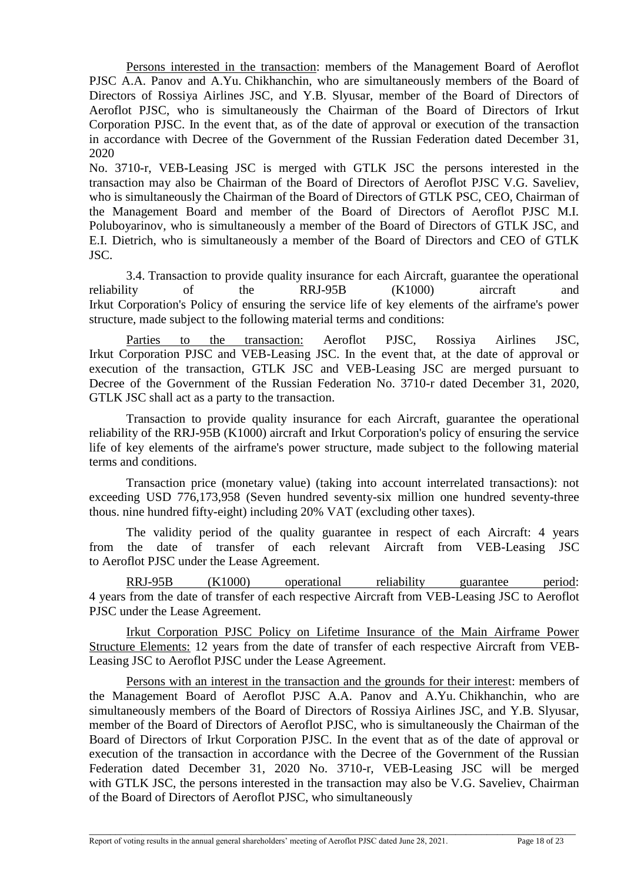Persons interested in the transaction: members of the Management Board of Aeroflot PJSC A.A. Panov and A.Yu. Chikhanchin, who are simultaneously members of the Board of Directors of Rossiya Airlines JSC, and Y.B. Slyusar, member of the Board of Directors of Aeroflot PJSC, who is simultaneously the Chairman of the Board of Directors of Irkut Corporation PJSC. In the event that, as of the date of approval or execution of the transaction in accordance with Decree of the Government of the Russian Federation dated December 31, 2020

No. 3710-r, VEB-Leasing JSC is merged with GTLK JSC the persons interested in the transaction may also be Chairman of the Board of Directors of Aeroflot PJSC V.G. Saveliev, who is simultaneously the Chairman of the Board of Directors of GTLK PSC, CEO, Chairman of the Management Board and member of the Board of Directors of Aeroflot PJSC M.I. Poluboyarinov, who is simultaneously a member of the Board of Directors of GTLK JSC, and E.I. Dietrich, who is simultaneously a member of the Board of Directors and CEO of GTLK JSC.

3.4. Transaction to provide quality insurance for each Aircraft, guarantee the operational reliability of the RRJ-95B (K1000) aircraft and Irkut Corporation's Policy of ensuring the service life of key elements of the airframe's power structure, made subject to the following material terms and conditions:

Parties to the transaction: Aeroflot PJSC, Rossiya Airlines JSC, Irkut Corporation PJSC and VEB-Leasing JSC. In the event that, at the date of approval or execution of the transaction, GTLK JSC and VEB-Leasing JSC are merged pursuant to Decree of the Government of the Russian Federation No. 3710-r dated December 31, 2020, GTLK JSC shall act as a party to the transaction.

Transaction to provide quality insurance for each Aircraft, guarantee the operational reliability of the RRJ-95B (K1000) aircraft and Irkut Corporation's policy of ensuring the service life of key elements of the airframe's power structure, made subject to the following material terms and conditions.

Transaction price (monetary value) (taking into account interrelated transactions): not exceeding USD 776,173,958 (Seven hundred seventy-six million one hundred seventy-three thous. nine hundred fifty-eight) including 20% VAT (excluding other taxes).

The validity period of the quality guarantee in respect of each Aircraft: 4 years from the date of transfer of each relevant Aircraft from VEB-Leasing JSC to Aeroflot PJSC under the Lease Agreement.

RRJ-95B (K1000) operational reliability guarantee period: 4 years from the date of transfer of each respective Aircraft from VEB-Leasing JSC to Aeroflot PJSC under the Lease Agreement.

Irkut Corporation PJSC Policy on Lifetime Insurance of the Main Airframe Power Structure Elements: 12 years from the date of transfer of each respective Aircraft from VEB-Leasing JSC to Aeroflot PJSC under the Lease Agreement.

Persons with an interest in the transaction and the grounds for their interest: members of the Management Board of Aeroflot PJSC A.A. Panov and A.Yu. Chikhanchin, who are simultaneously members of the Board of Directors of Rossiya Airlines JSC, and Y.B. Slyusar, member of the Board of Directors of Aeroflot PJSC, who is simultaneously the Chairman of the Board of Directors of Irkut Corporation PJSC. In the event that as of the date of approval or execution of the transaction in accordance with the Decree of the Government of the Russian Federation dated December 31, 2020 No. 3710-r, VEB-Leasing JSC will be merged with GTLK JSC, the persons interested in the transaction may also be V.G. Saveliev, Chairman of the Board of Directors of Aeroflot PJSC, who simultaneously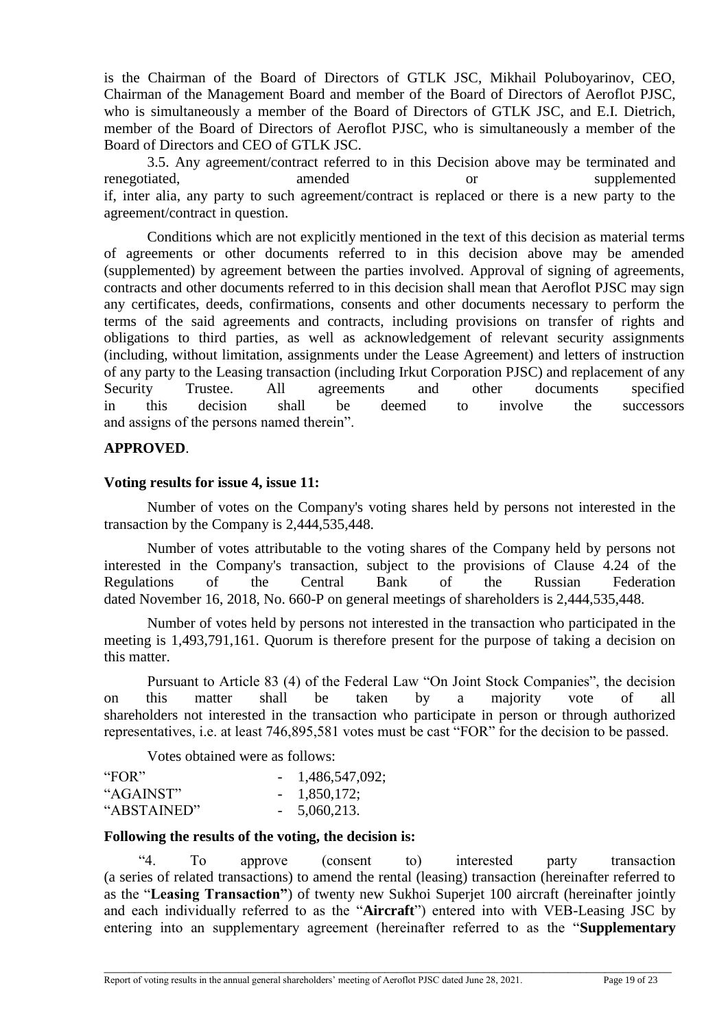is the Chairman of the Board of Directors of GTLK JSC, Mikhail Poluboyarinov, CEO, Chairman of the Management Board and member of the Board of Directors of Aeroflot PJSC, who is simultaneously a member of the Board of Directors of GTLK JSC, and E.I. Dietrich, member of the Board of Directors of Aeroflot PJSC, who is simultaneously a member of the Board of Directors and CEO of GTLK JSC.

3.5. Any agreement/contract referred to in this Decision above may be terminated and renegotiated, amended or supplemented if, inter alia, any party to such agreement/contract is replaced or there is a new party to the agreement/contract in question.

Conditions which are not explicitly mentioned in the text of this decision as material terms of agreements or other documents referred to in this decision above may be amended (supplemented) by agreement between the parties involved. Approval of signing of agreements, contracts and other documents referred to in this decision shall mean that Aeroflot PJSC may sign any certificates, deeds, confirmations, consents and other documents necessary to perform the terms of the said agreements and contracts, including provisions on transfer of rights and obligations to third parties, as well as acknowledgement of relevant security assignments (including, without limitation, assignments under the Lease Agreement) and letters of instruction of any party to the Leasing transaction (including Irkut Corporation PJSC) and replacement of any Security Trustee. All agreements and other documents specified in this decision shall be deemed to involve the successors and assigns of the persons named therein".

**APPROVED**.

**Voting results for issue 4, issue 11:**

Number of votes on the Company's voting shares held by persons not interested in the transaction by the Company is 2,444,535,448.

Number of votes attributable to the voting shares of the Company held by persons not interested in the Company's transaction, subject to the provisions of Clause 4.24 of the Regulations of the Central Bank of the Russian Federation dated November 16, 2018, No. 660-P on general meetings of shareholders is 2,444,535,448.

Number of votes held by persons not interested in the transaction who participated in the meeting is 1,493,791,161. Quorum is therefore present for the purpose of taking a decision on this matter.

Pursuant to Article 83 (4) of the Federal Law "On Joint Stock Companies", the decision on this matter shall be taken by a majority vote of all shareholders not interested in the transaction who participate in person or through authorized representatives, i.e. at least 746,895,581 votes must be cast "FOR" for the decision to be passed.

Votes obtained were as follows:

"FOR" - 1,486,547,092;
"AGAINST" - 1,850,172;
"ABSTAINED" - 5,060,213.

**Following the results of the voting, the decision is:**

"4. To approve (consent to) interested party transaction (a series of related transactions) to amend the rental (leasing) transaction (hereinafter referred to as the "**Leasing Transaction"**) of twenty new Sukhoi Superjet 100 aircraft (hereinafter jointly and each individually referred to as the "**Aircraft**") entered into with VEB-Leasing JSC by entering into an supplementary agreement (hereinafter referred to as the "**Supplementary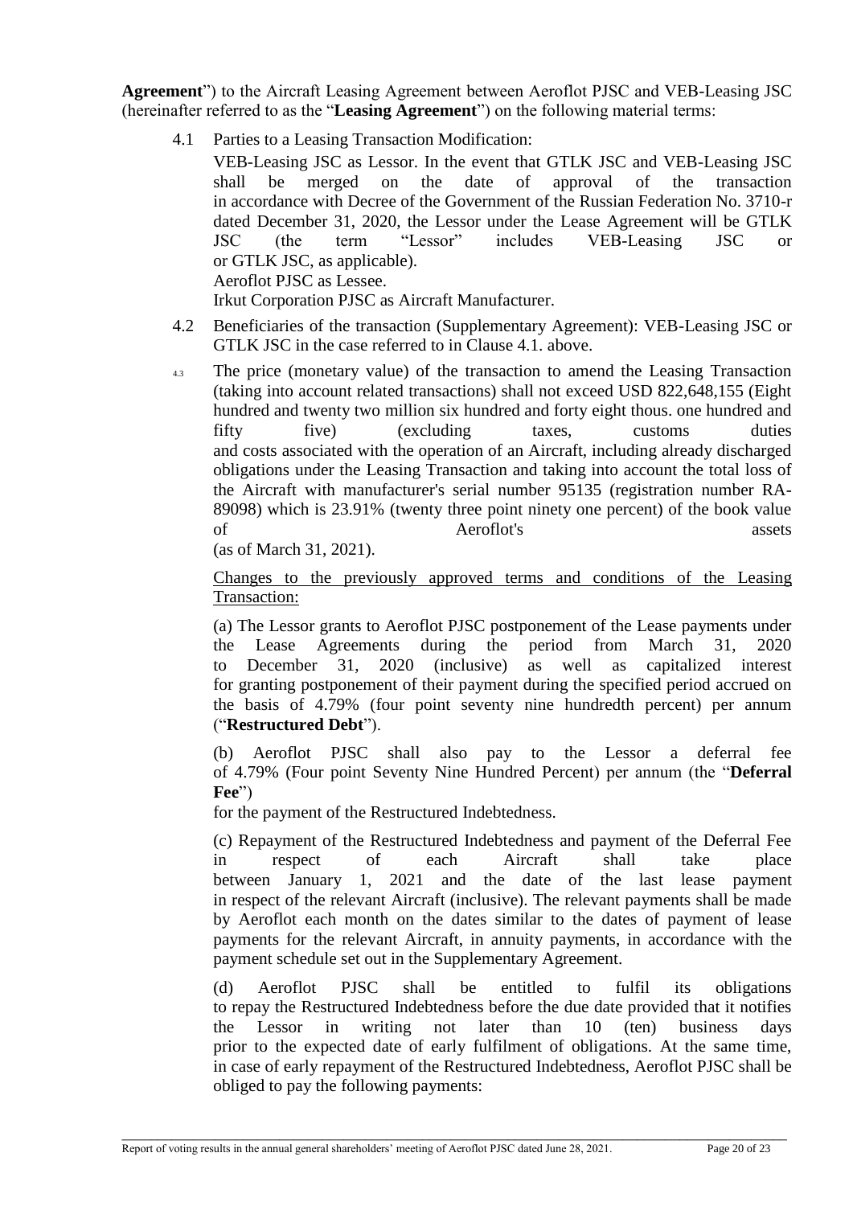**Agreement**") to the Aircraft Leasing Agreement between Aeroflot PJSC and VEB-Leasing JSC (hereinafter referred to as the "**Leasing Agreement**") on the following material terms:

4.1 Parties to a Leasing Transaction Modification:

VEB-Leasing JSC as Lessor. In the event that GTLK JSC and VEB-Leasing JSC shall be merged on the date of approval of the transaction in accordance with Decree of the Government of the Russian Federation No. 3710-r dated December 31, 2020, the Lessor under the Lease Agreement will be GTLK JSC (the term "Lessor" includes VEB-Leasing JSC or or GTLK JSC, as applicable).

Aeroflot PJSC as Lessee.

Irkut Corporation PJSC as Aircraft Manufacturer.

4.2 Beneficiaries of the transaction (Supplementary Agreement): VEB-Leasing JSC or GTLK JSC in the case referred to in Clause 4.1. above.

4.3 The price (monetary value) of the transaction to amend the Leasing Transaction (taking into account related transactions) shall not exceed USD 822,648,155 (Eight hundred and twenty two million six hundred and forty eight thous. one hundred and fifty five) (excluding taxes, customs duties and costs associated with the operation of an Aircraft, including already discharged obligations under the Leasing Transaction and taking into account the total loss of the Aircraft with manufacturer's serial number 95135 (registration number RA-89098) which is 23.91% (twenty three point ninety one percent) of the book value of Aeroflot's assets (as of March 31, 2021).

<u>Changes to the previously approved terms and conditions of the Leasing Transaction:</u>

(a) The Lessor grants to Aeroflot PJSC postponement of the Lease payments under the Lease Agreements during the period from March 31, 2020 to December 31, 2020 (inclusive) as well as capitalized interest for granting postponement of their payment during the specified period accrued on the basis of 4.79% (four point seventy nine hundredth percent) per annum ("**Restructured Debt**").

(b) Aeroflot PJSC shall also pay to the Lessor a deferral fee of 4.79% (Four point Seventy Nine Hundred Percent) per annum (the "**Deferral Fee**")

for the payment of the Restructured Indebtedness.

(c) Repayment of the Restructured Indebtedness and payment of the Deferral Fee in respect of each Aircraft shall take place between January 1, 2021 and the date of the last lease payment in respect of the relevant Aircraft (inclusive). The relevant payments shall be made by Aeroflot each month on the dates similar to the dates of payment of lease payments for the relevant Aircraft, in annuity payments, in accordance with the payment schedule set out in the Supplementary Agreement.

(d) Aeroflot PJSC shall be entitled to fulfil its obligations to repay the Restructured Indebtedness before the due date provided that it notifies the Lessor in writing not later than 10 (ten) business days prior to the expected date of early fulfilment of obligations. At the same time, in case of early repayment of the Restructured Indebtedness, Aeroflot PJSC shall be obliged to pay the following payments: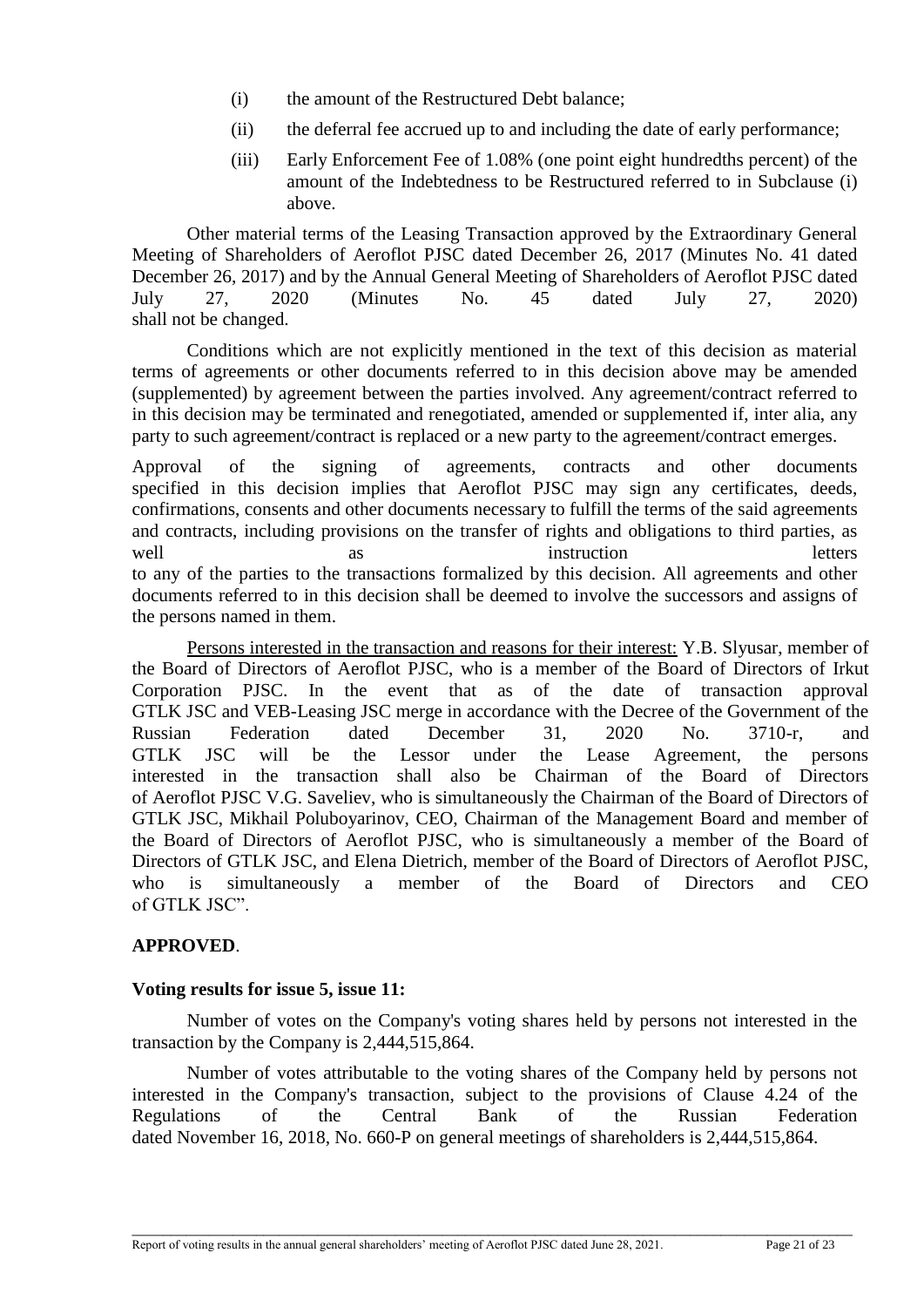(i) the amount of the Restructured Debt balance;

(ii) the deferral fee accrued up to and including the date of early performance;

(iii) Early Enforcement Fee of 1.08% (one point eight hundredths percent) of the amount of the Indebtedness to be Restructured referred to in Subclause (i) above.

Other material terms of the Leasing Transaction approved by the Extraordinary General Meeting of Shareholders of Aeroflot PJSC dated December 26, 2017 (Minutes No. 41 dated December 26, 2017) and by the Annual General Meeting of Shareholders of Aeroflot PJSC dated July 27, 2020 (Minutes No. 45 dated July 27, 2020) shall not be changed.

Conditions which are not explicitly mentioned in the text of this decision as material terms of agreements or other documents referred to in this decision above may be amended (supplemented) by agreement between the parties involved. Any agreement/contract referred to in this decision may be terminated and renegotiated, amended or supplemented if, inter alia, any party to such agreement/contract is replaced or a new party to the agreement/contract emerges.

Approval of the signing of agreements, contracts and other documents specified in this decision implies that Aeroflot PJSC may sign any certificates, deeds, confirmations, consents and other documents necessary to fulfill the terms of the said agreements and contracts, including provisions on the transfer of rights and obligations to third parties, as well as instruction letters to any of the parties to the transactions formalized by this decision. All agreements and other documents referred to in this decision shall be deemed to involve the successors and assigns of the persons named in them.

Persons interested in the transaction and reasons for their interest: Y.B. Slyusar, member of the Board of Directors of Aeroflot PJSC, who is a member of the Board of Directors of Irkut Corporation PJSC. In the event that as of the date of transaction approval GTLK JSC and VEB-Leasing JSC merge in accordance with the Decree of the Government of the Russian Federation dated December 31, 2020 No. 3710-r, and GTLK JSC will be the Lessor under the Lease Agreement, the persons interested in the transaction shall also be Chairman of the Board of Directors of Aeroflot PJSC V.G. Saveliev, who is simultaneously the Chairman of the Board of Directors of GTLK JSC, Mikhail Poluboyarinov, CEO, Chairman of the Management Board and member of the Board of Directors of Aeroflot PJSC, who is simultaneously a member of the Board of Directors of GTLK JSC, and Elena Dietrich, member of the Board of Directors of Aeroflot PJSC, who is simultaneously a member of the Board of Directors and CEO of GTLK JSC".

**APPROVED**.

**Voting results for issue 5, issue 11:**

Number of votes on the Company's voting shares held by persons not interested in the transaction by the Company is 2,444,515,864.

Number of votes attributable to the voting shares of the Company held by persons not interested in the Company's transaction, subject to the provisions of Clause 4.24 of the Regulations of the Central Bank of the Russian Federation dated November 16, 2018, No. 660-P on general meetings of shareholders is 2,444,515,864.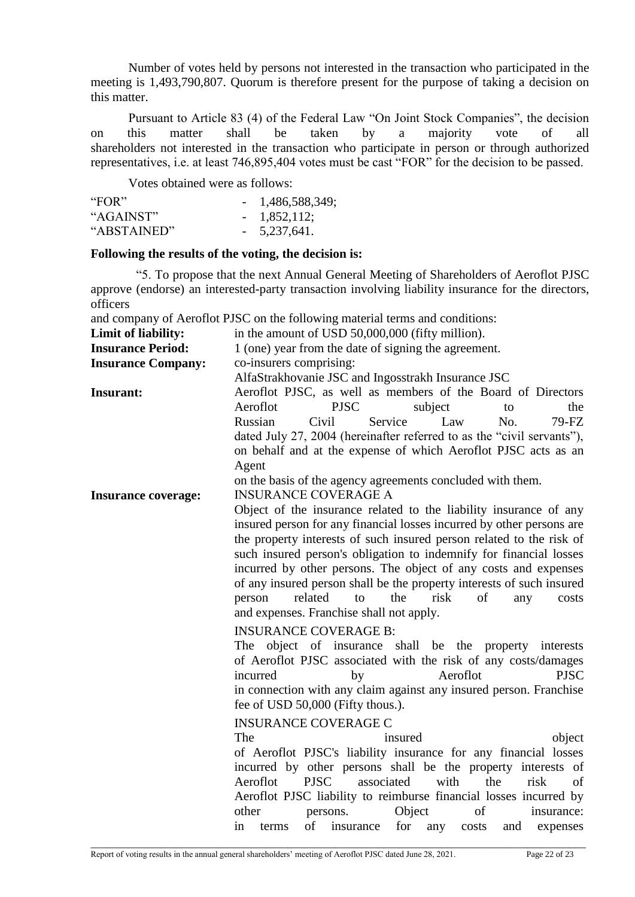Number of votes held by persons not interested in the transaction who participated in the meeting is 1,493,790,807. Quorum is therefore present for the purpose of taking a decision on this matter.

Pursuant to Article 83 (4) of the Federal Law "On Joint Stock Companies", the decision on this matter shall be taken by a majority vote of all shareholders not interested in the transaction who participate in person or through authorized representatives, i.e. at least 746,895,404 votes must be cast "FOR" for the decision to be passed.

Votes obtained were as follows:

"FOR" - 1,486,588,349;
"AGAINST" - 1,852,112;
"ABSTAINED" - 5,237,641.

**Following the results of the voting, the decision is:**

"5. To propose that the next Annual General Meeting of Shareholders of Aeroflot PJSC approve (endorse) an interested-party transaction involving liability insurance for the directors, officers and company of Aeroflot PJSC on the following material terms and conditions:

**Limit of liability:** in the amount of USD 50,000,000 (fifty million).

**Insurance Period:** 1 (one) year from the date of signing the agreement.

**Insurance Company:** co-insurers comprising: AlfaStrakhovanie JSC and Ingosstrakh Insurance JSC

**Insurant:** Aeroflot PJSC, as well as members of the Board of Directors Aeroflot PJSC subject to the Russian Civil Service Law No. 79-FZ dated July 27, 2004 (hereinafter referred to as the "civil servants"), on behalf and at the expense of which Aeroflot PJSC acts as an Agent on the basis of the agency agreements concluded with them.

**Insurance coverage:**

INSURANCE COVERAGE A

Object of the insurance related to the liability insurance of any insured person for any financial losses incurred by other persons are the property interests of such insured person related to the risk of such insured person's obligation to indemnify for financial losses incurred by other persons. The object of any costs and expenses of any insured person shall be the property interests of such insured person related to the risk of any costs and expenses. Franchise shall not apply.

INSURANCE COVERAGE B:

The object of insurance shall be the property interests of Aeroflot PJSC associated with the risk of any costs/damages incurred by Aeroflot PJSC in connection with any claim against any insured person. Franchise fee of USD 50,000 (Fifty thous.).

INSURANCE COVERAGE C

The insured object of Aeroflot PJSC's liability insurance for any financial losses incurred by other persons shall be the property interests of Aeroflot PJSC associated with the risk of Aeroflot PJSC liability to reimburse financial losses incurred by other persons. Object of insurance: in terms of insurance for any costs and expenses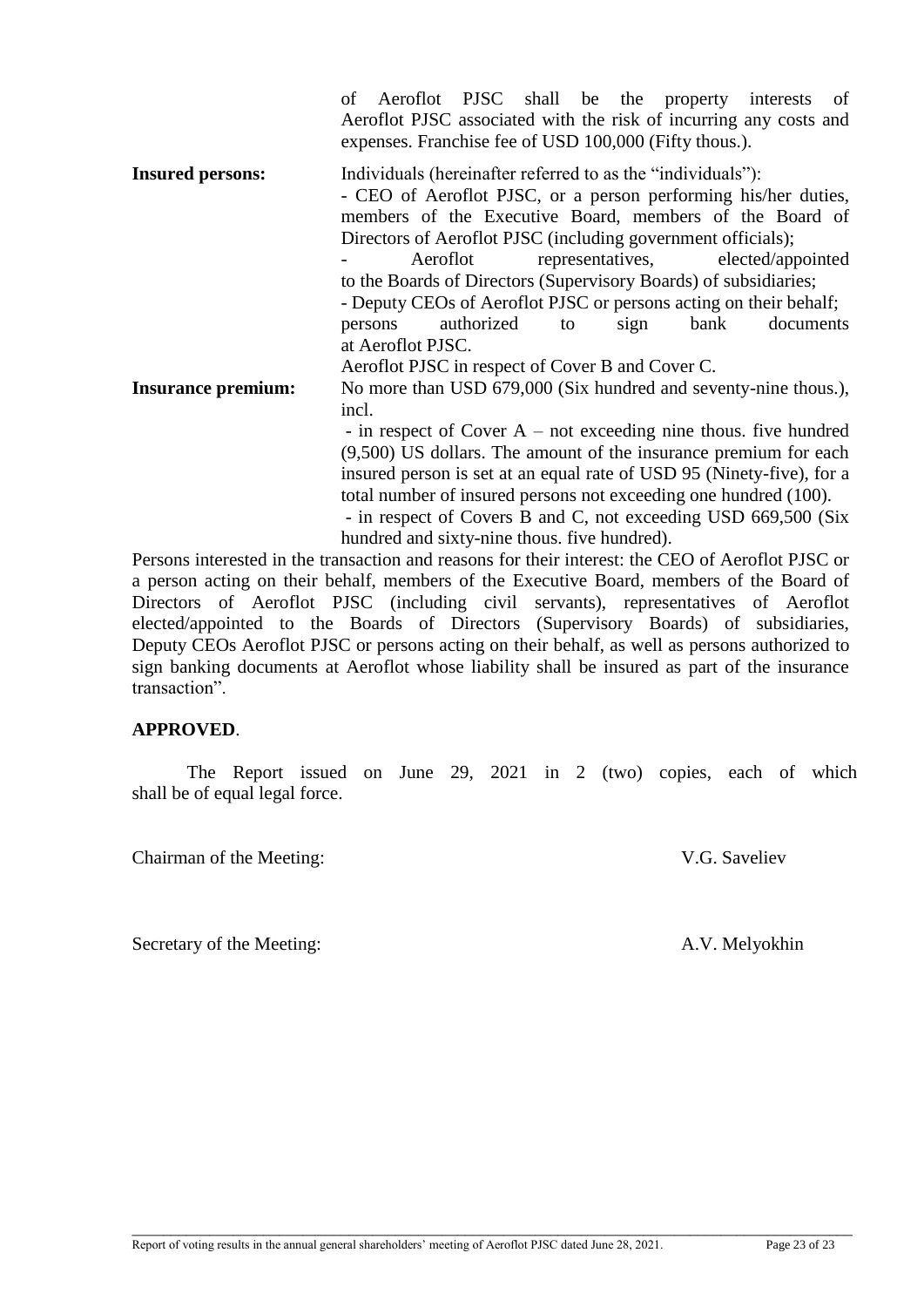| | |
|---|---|
| | of Aeroflot PJSC shall be the property interests of Aeroflot PJSC associated with the risk of incurring any costs and expenses. Franchise fee of USD 100,000 (Fifty thous.). |
| **Insured persons:** | Individuals (hereinafter referred to as the "individuals"):<br>- CEO of Aeroflot PJSC, or a person performing his/her duties, members of the Executive Board, members of the Board of Directors of Aeroflot PJSC (including government officials);<br>- Aeroflot representatives, elected/appointed to the Boards of Directors (Supervisory Boards) of subsidiaries;<br>- Deputy CEOs of Aeroflot PJSC or persons acting on their behalf; persons authorized to sign bank documents at Aeroflot PJSC.<br>Aeroflot PJSC in respect of Cover B and Cover C. |
| **Insurance premium:** | No more than USD 679,000 (Six hundred and seventy-nine thous.), incl.<br>- in respect of Cover A – not exceeding nine thous. five hundred (9,500) US dollars. The amount of the insurance premium for each insured person is set at an equal rate of USD 95 (Ninety-five), for a total number of insured persons not exceeding one hundred (100).<br>- in respect of Covers B and C, not exceeding USD 669,500 (Six hundred and sixty-nine thous. five hundred). |

Persons interested in the transaction and reasons for their interest: the CEO of Aeroflot PJSC or a person acting on their behalf, members of the Executive Board, members of the Board of Directors of Aeroflot PJSC (including civil servants), representatives of Aeroflot elected/appointed to the Boards of Directors (Supervisory Boards) of subsidiaries, Deputy CEOs Aeroflot PJSC or persons acting on their behalf, as well as persons authorized to sign banking documents at Aeroflot whose liability shall be insured as part of the insurance transaction".

**APPROVED**.

The Report issued on June 29, 2021 in 2 (two) copies, each of which shall be of equal legal force.

Chairman of the Meeting: V.G. Saveliev

Secretary of the Meeting: A.V. Melyokhin